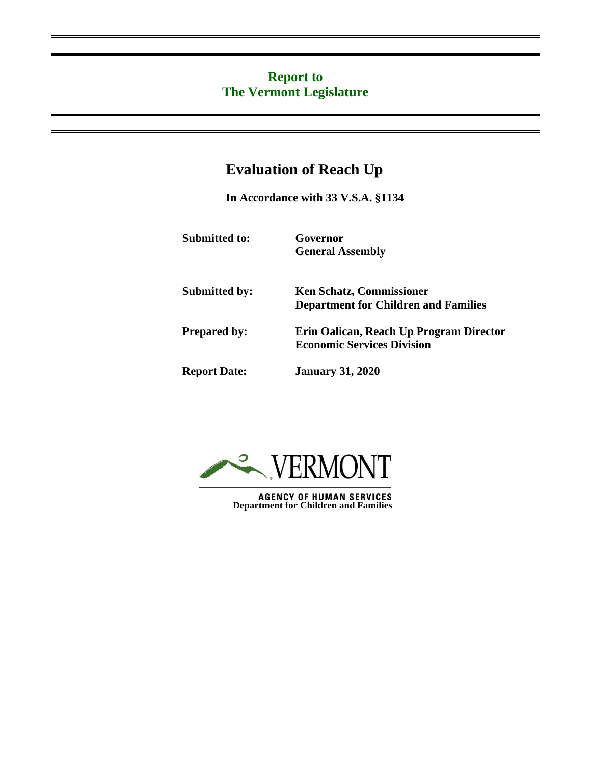**Report to**
**The Vermont Legislature**

# Evaluation of Reach Up

**In Accordance with 33 V.S.A. §1134**

| | |
|---|---|
| **Submitted to:** | **Governor**<br>**General Assembly** |
| **Submitted by:** | **Ken Schatz, Commissioner**<br>**Department for Children and Families** |
| **Prepared by:** | **Erin Oalican, Reach Up Program Director**<br>**Economic Services Division** |
| **Report Date:** | **January 31, 2020** |

VERMONT

**AGENCY OF HUMAN SERVICES**
**Department for Children and Families**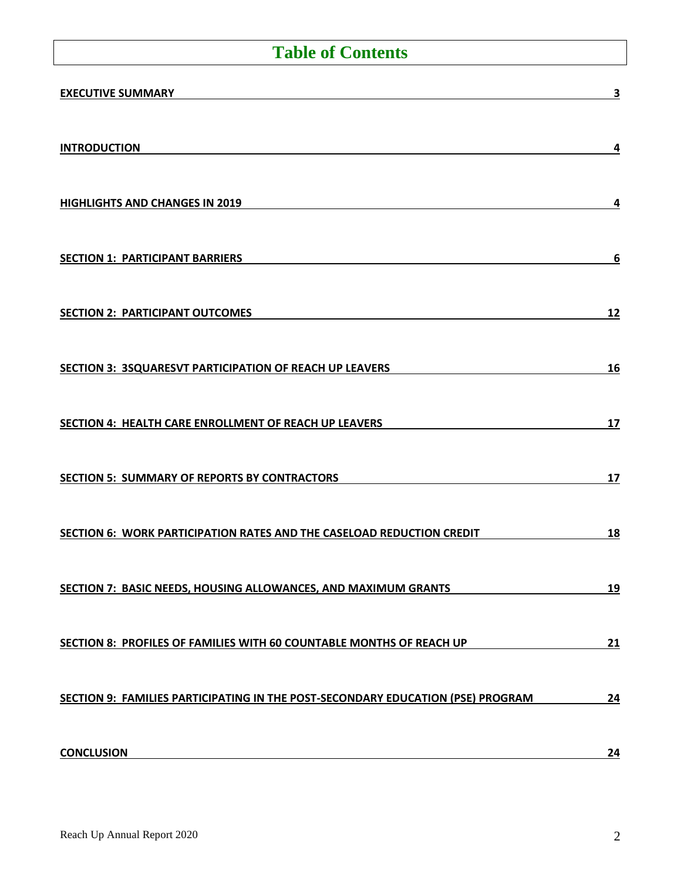# Table of Contents

| | |
|---|---|
| **EXECUTIVE SUMMARY** | **3** |
| **INTRODUCTION** | **4** |
| **HIGHLIGHTS AND CHANGES IN 2019** | **4** |
| **SECTION 1: PARTICIPANT BARRIERS** | **6** |
| **SECTION 2: PARTICIPANT OUTCOMES** | **12** |
| **SECTION 3: 3SQUARESVT PARTICIPATION OF REACH UP LEAVERS** | **16** |
| **SECTION 4: HEALTH CARE ENROLLMENT OF REACH UP LEAVERS** | **17** |
| **SECTION 5: SUMMARY OF REPORTS BY CONTRACTORS** | **17** |
| **SECTION 6: WORK PARTICIPATION RATES AND THE CASELOAD REDUCTION CREDIT** | **18** |
| **SECTION 7: BASIC NEEDS, HOUSING ALLOWANCES, AND MAXIMUM GRANTS** | **19** |
| **SECTION 8: PROFILES OF FAMILIES WITH 60 COUNTABLE MONTHS OF REACH UP** | **21** |
| **SECTION 9: FAMILIES PARTICIPATING IN THE POST-SECONDARY EDUCATION (PSE) PROGRAM** | **24** |
| **CONCLUSION** | **24** |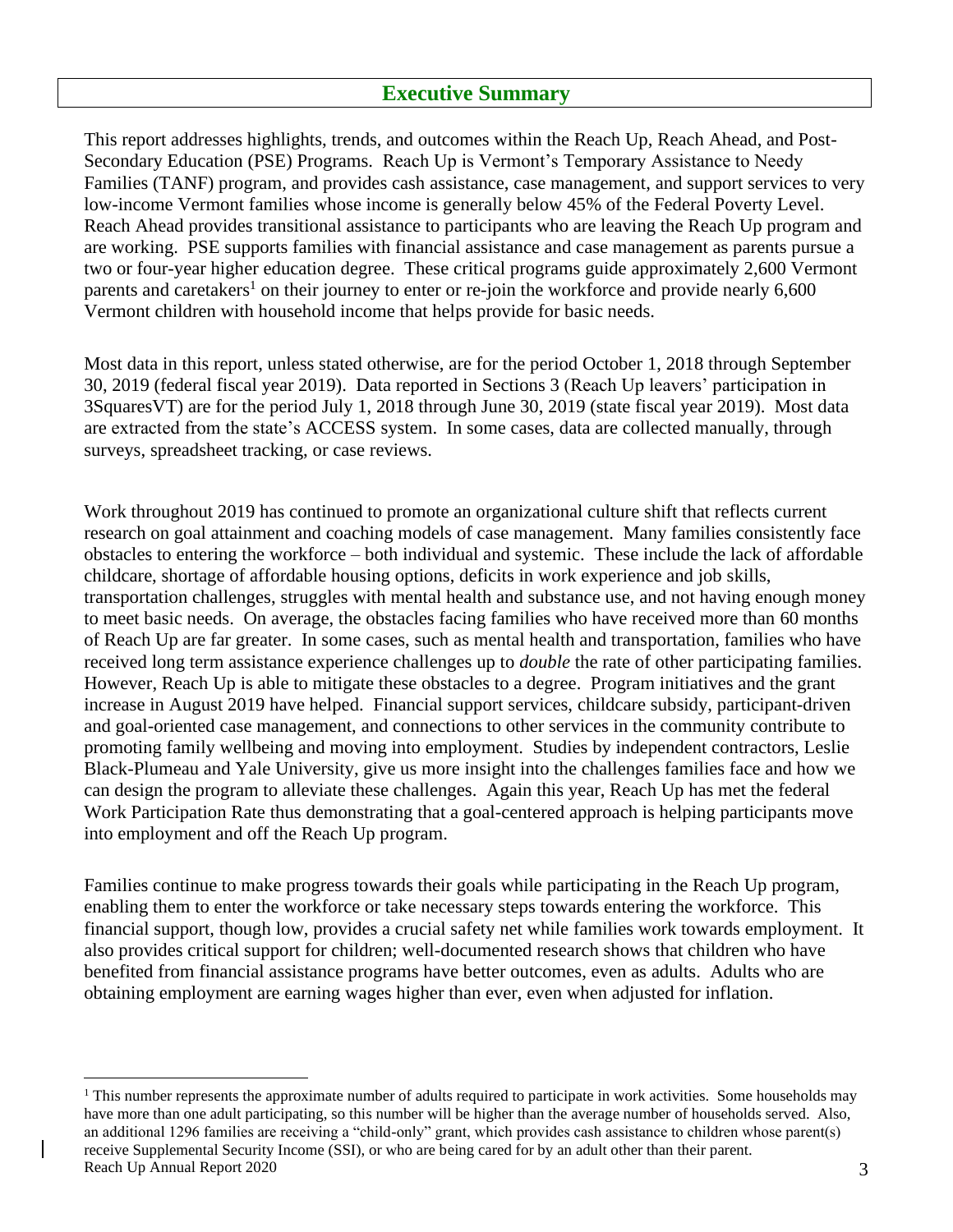## Executive Summary

This report addresses highlights, trends, and outcomes within the Reach Up, Reach Ahead, and Post-Secondary Education (PSE) Programs. Reach Up is Vermont's Temporary Assistance to Needy Families (TANF) program, and provides cash assistance, case management, and support services to very low-income Vermont families whose income is generally below 45% of the Federal Poverty Level. Reach Ahead provides transitional assistance to participants who are leaving the Reach Up program and are working. PSE supports families with financial assistance and case management as parents pursue a two or four-year higher education degree. These critical programs guide approximately 2,600 Vermont parents and caretakers[1] on their journey to enter or re-join the workforce and provide nearly 6,600 Vermont children with household income that helps provide for basic needs.

Most data in this report, unless stated otherwise, are for the period October 1, 2018 through September 30, 2019 (federal fiscal year 2019). Data reported in Sections 3 (Reach Up leavers' participation in 3SquaresVT) are for the period July 1, 2018 through June 30, 2019 (state fiscal year 2019). Most data are extracted from the state's ACCESS system. In some cases, data are collected manually, through surveys, spreadsheet tracking, or case reviews.

Work throughout 2019 has continued to promote an organizational culture shift that reflects current research on goal attainment and coaching models of case management. Many families consistently face obstacles to entering the workforce – both individual and systemic. These include the lack of affordable childcare, shortage of affordable housing options, deficits in work experience and job skills, transportation challenges, struggles with mental health and substance use, and not having enough money to meet basic needs. On average, the obstacles facing families who have received more than 60 months of Reach Up are far greater. In some cases, such as mental health and transportation, families who have received long term assistance experience challenges up to *double* the rate of other participating families. However, Reach Up is able to mitigate these obstacles to a degree. Program initiatives and the grant increase in August 2019 have helped. Financial support services, childcare subsidy, participant-driven and goal-oriented case management, and connections to other services in the community contribute to promoting family wellbeing and moving into employment. Studies by independent contractors, Leslie Black-Plumeau and Yale University, give us more insight into the challenges families face and how we can design the program to alleviate these challenges. Again this year, Reach Up has met the federal Work Participation Rate thus demonstrating that a goal-centered approach is helping participants move into employment and off the Reach Up program.

Families continue to make progress towards their goals while participating in the Reach Up program, enabling them to enter the workforce or take necessary steps towards entering the workforce. This financial support, though low, provides a crucial safety net while families work towards employment. It also provides critical support for children; well-documented research shows that children who have benefited from financial assistance programs have better outcomes, even as adults. Adults who are obtaining employment are earning wages higher than ever, even when adjusted for inflation.

---

[1] This number represents the approximate number of adults required to participate in work activities. Some households may have more than one adult participating, so this number will be higher than the average number of households served. Also, an additional 1296 families are receiving a "child-only" grant, which provides cash assistance to children whose parent(s) receive Supplemental Security Income (SSI), or who are being cared for by an adult other than their parent.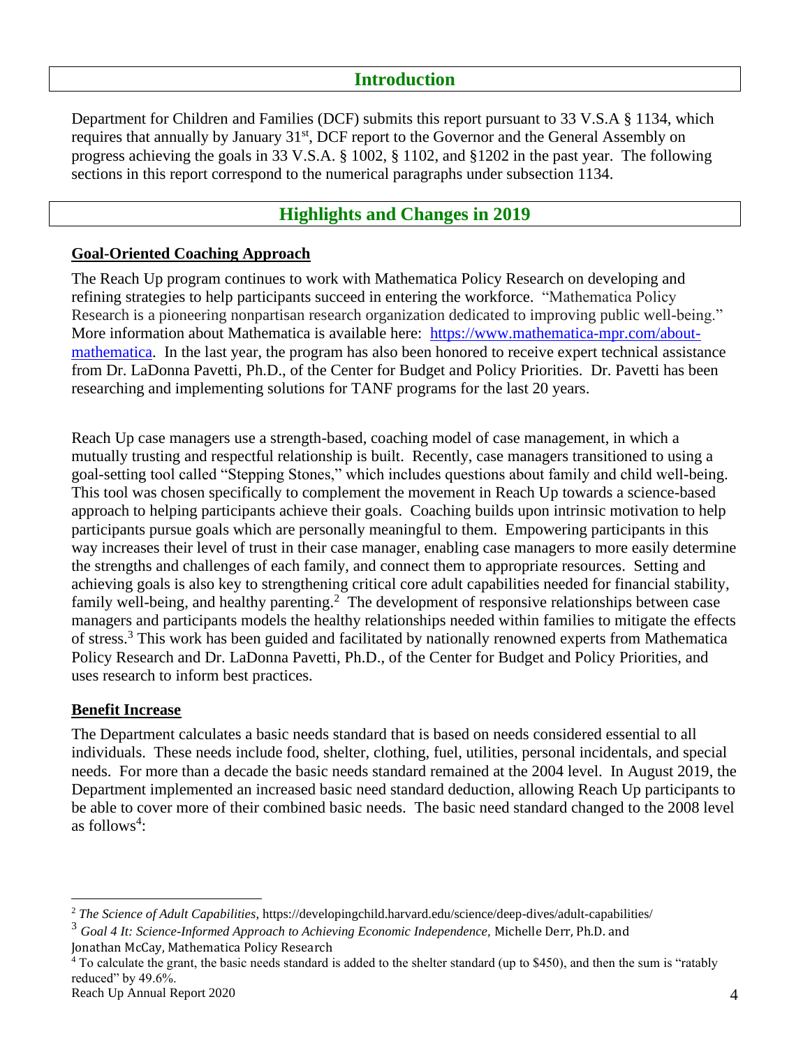## Introduction

Department for Children and Families (DCF) submits this report pursuant to 33 V.S.A § 1134, which requires that annually by January 31st, DCF report to the Governor and the General Assembly on progress achieving the goals in 33 V.S.A. § 1002, § 1102, and §1202 in the past year. The following sections in this report correspond to the numerical paragraphs under subsection 1134.

## Highlights and Changes in 2019

### Goal-Oriented Coaching Approach

The Reach Up program continues to work with Mathematica Policy Research on developing and refining strategies to help participants succeed in entering the workforce. "Mathematica Policy Research is a pioneering nonpartisan research organization dedicated to improving public well-being." More information about Mathematica is available here: [https://www.mathematica-mpr.com/about-mathematica](https://www.mathematica-mpr.com/about-mathematica). In the last year, the program has also been honored to receive expert technical assistance from Dr. LaDonna Pavetti, Ph.D., of the Center for Budget and Policy Priorities. Dr. Pavetti has been researching and implementing solutions for TANF programs for the last 20 years.

Reach Up case managers use a strength-based, coaching model of case management, in which a mutually trusting and respectful relationship is built. Recently, case managers transitioned to using a goal-setting tool called "Stepping Stones," which includes questions about family and child well-being. This tool was chosen specifically to complement the movement in Reach Up towards a science-based approach to helping participants achieve their goals. Coaching builds upon intrinsic motivation to help participants pursue goals which are personally meaningful to them. Empowering participants in this way increases their level of trust in their case manager, enabling case managers to more easily determine the strengths and challenges of each family, and connect them to appropriate resources. Setting and achieving goals is also key to strengthening critical core adult capabilities needed for financial stability, family well-being, and healthy parenting.[2] The development of responsive relationships between case managers and participants models the healthy relationships needed within families to mitigate the effects of stress.[3] This work has been guided and facilitated by nationally renowned experts from Mathematica Policy Research and Dr. LaDonna Pavetti, Ph.D., of the Center for Budget and Policy Priorities, and uses research to inform best practices.

### Benefit Increase

The Department calculates a basic needs standard that is based on needs considered essential to all individuals. These needs include food, shelter, clothing, fuel, utilities, personal incidentals, and special needs. For more than a decade the basic needs standard remained at the 2004 level. In August 2019, the Department implemented an increased basic need standard deduction, allowing Reach Up participants to be able to cover more of their combined basic needs. The basic need standard changed to the 2008 level as follows[4]:

---

[2] *The Science of Adult Capabilities*, https://developingchild.harvard.edu/science/deep-dives/adult-capabilities/

[3] *Goal 4 It: Science-Informed Approach to Achieving Economic Independence*, Michelle Derr, Ph.D. and Jonathan McCay, Mathematica Policy Research

[4] To calculate the grant, the basic needs standard is added to the shelter standard (up to $450), and then the sum is "ratably reduced" by 49.6%.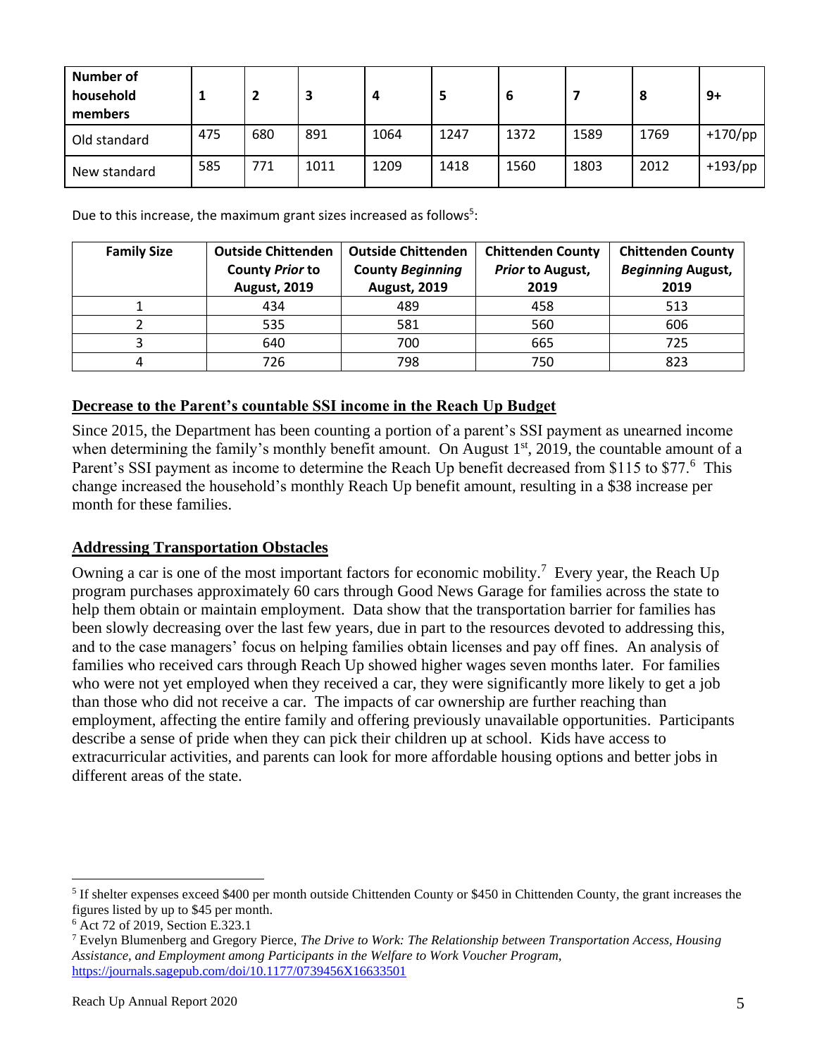| Number of household members | 1 | 2 | 3 | 4 | 5 | 6 | 7 | 8 | 9+ |
|---|---|---|---|---|---|---|---|---|---|
| Old standard | 475 | 680 | 891 | 1064 | 1247 | 1372 | 1589 | 1769 | +170/pp |
| New standard | 585 | 771 | 1011 | 1209 | 1418 | 1560 | 1803 | 2012 | +193/pp |

Due to this increase, the maximum grant sizes increased as follows[5]:

| Family Size | Outside Chittenden County *Prior* to August, 2019 | Outside Chittenden County *Beginning* August, 2019 | Chittenden County *Prior* to August, 2019 | Chittenden County *Beginning* August, 2019 |
|---|---|---|---|---|
| 1 | 434 | 489 | 458 | 513 |
| 2 | 535 | 581 | 560 | 606 |
| 3 | 640 | 700 | 665 | 725 |
| 4 | 726 | 798 | 750 | 823 |

## Decrease to the Parent's countable SSI income in the Reach Up Budget

Since 2015, the Department has been counting a portion of a parent's SSI payment as unearned income when determining the family's monthly benefit amount. On August 1st, 2019, the countable amount of a Parent's SSI payment as income to determine the Reach Up benefit decreased from $115 to $77.[6] This change increased the household's monthly Reach Up benefit amount, resulting in a $38 increase per month for these families.

## Addressing Transportation Obstacles

Owning a car is one of the most important factors for economic mobility.[7] Every year, the Reach Up program purchases approximately 60 cars through Good News Garage for families across the state to help them obtain or maintain employment. Data show that the transportation barrier for families has been slowly decreasing over the last few years, due in part to the resources devoted to addressing this, and to the case managers' focus on helping families obtain licenses and pay off fines. An analysis of families who received cars through Reach Up showed higher wages seven months later. For families who were not yet employed when they received a car, they were significantly more likely to get a job than those who did not receive a car. The impacts of car ownership are further reaching than employment, affecting the entire family and offering previously unavailable opportunities. Participants describe a sense of pride when they can pick their children up at school. Kids have access to extracurricular activities, and parents can look for more affordable housing options and better jobs in different areas of the state.

---

[5] If shelter expenses exceed $400 per month outside Chittenden County or $450 in Chittenden County, the grant increases the figures listed by up to $45 per month.

[6] Act 72 of 2019, Section E.323.1

[7] Evelyn Blumenberg and Gregory Pierce, *The Drive to Work: The Relationship between Transportation Access, Housing Assistance, and Employment among Participants in the Welfare to Work Voucher Program,* https://journals.sagepub.com/doi/10.1177/0739456X16633501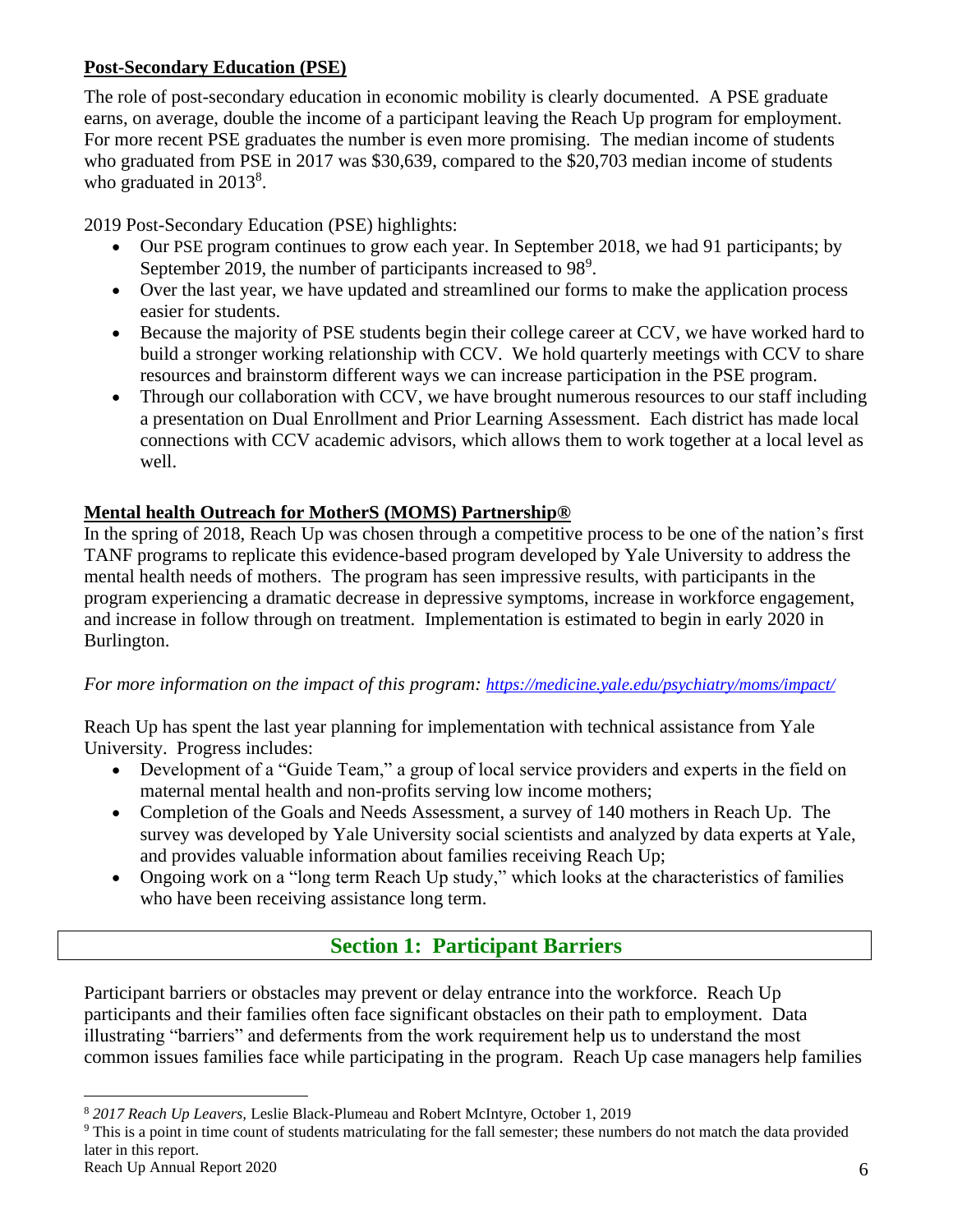**Post-Secondary Education (PSE)**

The role of post-secondary education in economic mobility is clearly documented. A PSE graduate earns, on average, double the income of a participant leaving the Reach Up program for employment. For more recent PSE graduates the number is even more promising. The median income of students who graduated from PSE in 2017 was $30,639, compared to the $20,703 median income of students who graduated in 2013[8].

2019 Post-Secondary Education (PSE) highlights:

- Our PSE program continues to grow each year. In September 2018, we had 91 participants; by September 2019, the number of participants increased to 98[9].
- Over the last year, we have updated and streamlined our forms to make the application process easier for students.
- Because the majority of PSE students begin their college career at CCV, we have worked hard to build a stronger working relationship with CCV. We hold quarterly meetings with CCV to share resources and brainstorm different ways we can increase participation in the PSE program.
- Through our collaboration with CCV, we have brought numerous resources to our staff including a presentation on Dual Enrollment and Prior Learning Assessment. Each district has made local connections with CCV academic advisors, which allows them to work together at a local level as well.

**Mental health Outreach for MotherS (MOMS) Partnership®**

In the spring of 2018, Reach Up was chosen through a competitive process to be one of the nation's first TANF programs to replicate this evidence-based program developed by Yale University to address the mental health needs of mothers. The program has seen impressive results, with participants in the program experiencing a dramatic decrease in depressive symptoms, increase in workforce engagement, and increase in follow through on treatment. Implementation is estimated to begin in early 2020 in Burlington.

*For more information on the impact of this program: https://medicine.yale.edu/psychiatry/moms/impact/*

Reach Up has spent the last year planning for implementation with technical assistance from Yale University. Progress includes:

- Development of a "Guide Team," a group of local service providers and experts in the field on maternal mental health and non-profits serving low income mothers;
- Completion of the Goals and Needs Assessment, a survey of 140 mothers in Reach Up. The survey was developed by Yale University social scientists and analyzed by data experts at Yale, and provides valuable information about families receiving Reach Up;
- Ongoing work on a "long term Reach Up study," which looks at the characteristics of families who have been receiving assistance long term.

## Section 1: Participant Barriers

Participant barriers or obstacles may prevent or delay entrance into the workforce. Reach Up participants and their families often face significant obstacles on their path to employment. Data illustrating "barriers" and deferments from the work requirement help us to understand the most common issues families face while participating in the program. Reach Up case managers help families

---

[8] *2017 Reach Up Leavers,* Leslie Black-Plumeau and Robert McIntyre, October 1, 2019

[9] This is a point in time count of students matriculating for the fall semester; these numbers do not match the data provided later in this report.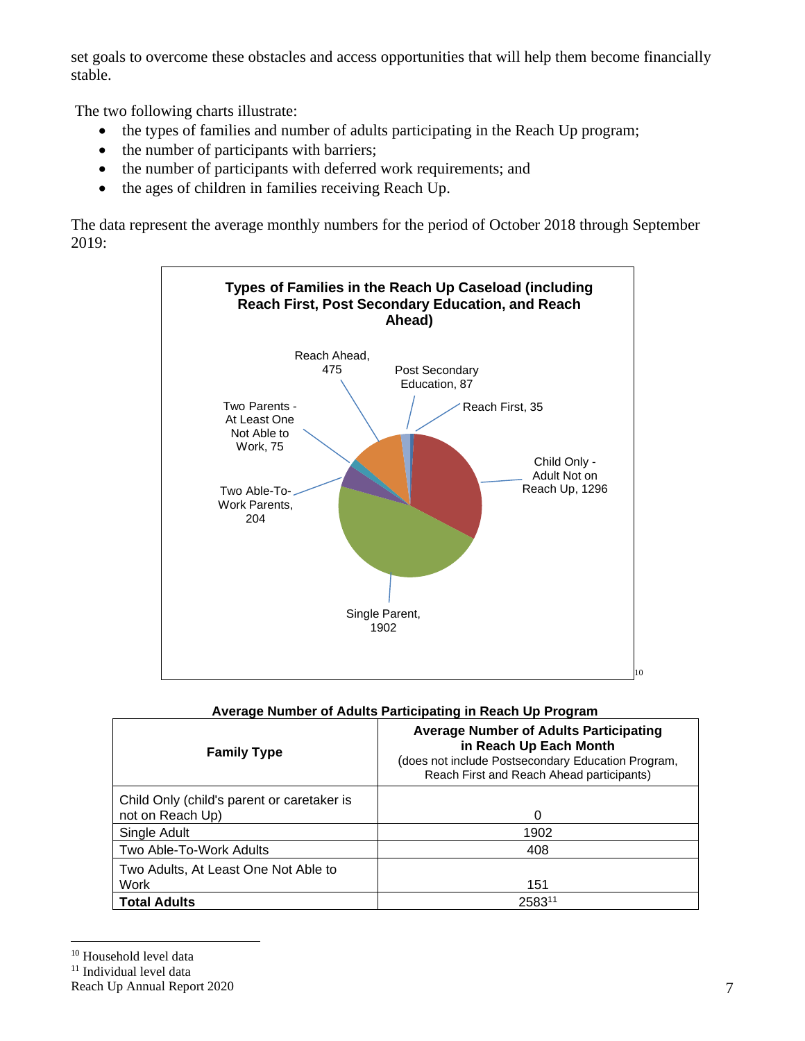set goals to overcome these obstacles and access opportunities that will help them become financially stable.

The two following charts illustrate:

- the types of families and number of adults participating in the Reach Up program;
- the number of participants with barriers;
- the number of participants with deferred work requirements; and
- the ages of children in families receiving Reach Up.

The data represent the average monthly numbers for the period of October 2018 through September 2019:

**Types of Families in the Reach Up Caseload (including Reach First, Post Secondary Education, and Reach Ahead)**

| Family Type | Number |
|---|---|
| Reach Ahead | 475 |
| Post Secondary Education | 87 |
| Reach First | 35 |
| Child Only - Adult Not on Reach Up | 1296 |
| Single Parent | 1902 |
| Two Able-To-Work Parents | 204 |
| Two Parents - At Least One Not Able to Work | 75 |

[10]

**Average Number of Adults Participating in Reach Up Program**

| Family Type | Average Number of Adults Participating in Reach Up Each Month (does not include Postsecondary Education Program, Reach First and Reach Ahead participants) |
|---|---|
| Child Only (child's parent or caretaker is not on Reach Up) | 0 |
| Single Adult | 1902 |
| Two Able-To-Work Adults | 408 |
| Two Adults, At Least One Not Able to Work | 151 |
| **Total Adults** | 2583[11] |

[10] Household level data

[11] Individual level data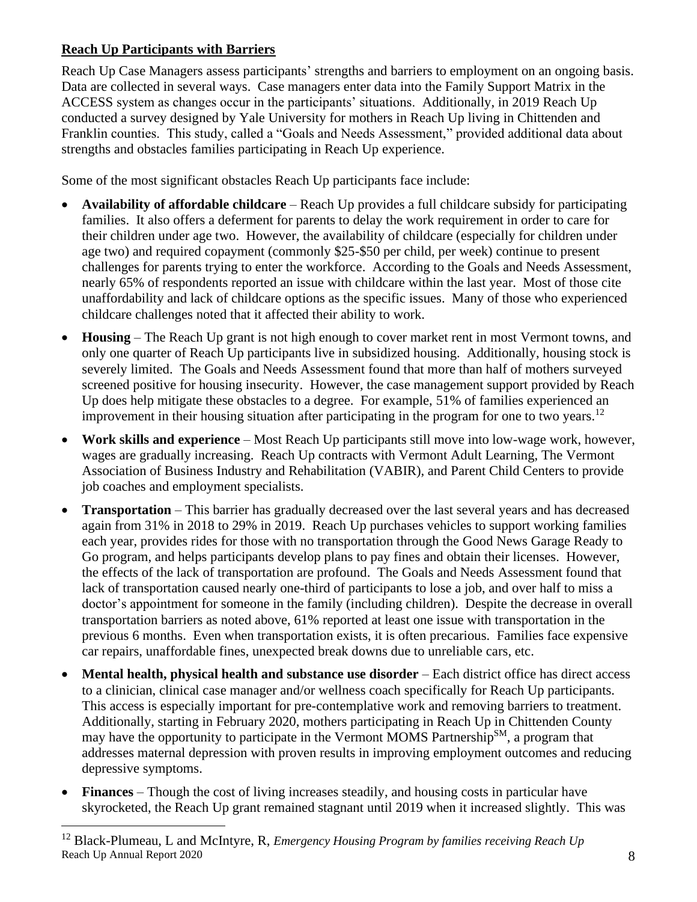## **Reach Up Participants with Barriers**

Reach Up Case Managers assess participants' strengths and barriers to employment on an ongoing basis. Data are collected in several ways. Case managers enter data into the Family Support Matrix in the ACCESS system as changes occur in the participants' situations. Additionally, in 2019 Reach Up conducted a survey designed by Yale University for mothers in Reach Up living in Chittenden and Franklin counties. This study, called a "Goals and Needs Assessment," provided additional data about strengths and obstacles families participating in Reach Up experience.

Some of the most significant obstacles Reach Up participants face include:

- **Availability of affordable childcare** – Reach Up provides a full childcare subsidy for participating families. It also offers a deferment for parents to delay the work requirement in order to care for their children under age two. However, the availability of childcare (especially for children under age two) and required copayment (commonly $25-$50 per child, per week) continue to present challenges for parents trying to enter the workforce. According to the Goals and Needs Assessment, nearly 65% of respondents reported an issue with childcare within the last year. Most of those cite unaffordability and lack of childcare options as the specific issues. Many of those who experienced childcare challenges noted that it affected their ability to work.
- **Housing** – The Reach Up grant is not high enough to cover market rent in most Vermont towns, and only one quarter of Reach Up participants live in subsidized housing. Additionally, housing stock is severely limited. The Goals and Needs Assessment found that more than half of mothers surveyed screened positive for housing insecurity. However, the case management support provided by Reach Up does help mitigate these obstacles to a degree. For example, 51% of families experienced an improvement in their housing situation after participating in the program for one to two years.[12]
- **Work skills and experience** – Most Reach Up participants still move into low-wage work, however, wages are gradually increasing. Reach Up contracts with Vermont Adult Learning, The Vermont Association of Business Industry and Rehabilitation (VABIR), and Parent Child Centers to provide job coaches and employment specialists.
- **Transportation** – This barrier has gradually decreased over the last several years and has decreased again from 31% in 2018 to 29% in 2019. Reach Up purchases vehicles to support working families each year, provides rides for those with no transportation through the Good News Garage Ready to Go program, and helps participants develop plans to pay fines and obtain their licenses. However, the effects of the lack of transportation are profound. The Goals and Needs Assessment found that lack of transportation caused nearly one-third of participants to lose a job, and over half to miss a doctor's appointment for someone in the family (including children). Despite the decrease in overall transportation barriers as noted above, 61% reported at least one issue with transportation in the previous 6 months. Even when transportation exists, it is often precarious. Families face expensive car repairs, unaffordable fines, unexpected break downs due to unreliable cars, etc.
- **Mental health, physical health and substance use disorder** – Each district office has direct access to a clinician, clinical case manager and/or wellness coach specifically for Reach Up participants. This access is especially important for pre-contemplative work and removing barriers to treatment. Additionally, starting in February 2020, mothers participating in Reach Up in Chittenden County may have the opportunity to participate in the Vermont MOMS Partnership℠, a program that addresses maternal depression with proven results in improving employment outcomes and reducing depressive symptoms.
- **Finances** – Though the cost of living increases steadily, and housing costs in particular have skyrocketed, the Reach Up grant remained stagnant until 2019 when it increased slightly. This was

[12] Black-Plumeau, L and McIntyre, R, *Emergency Housing Program by families receiving Reach Up*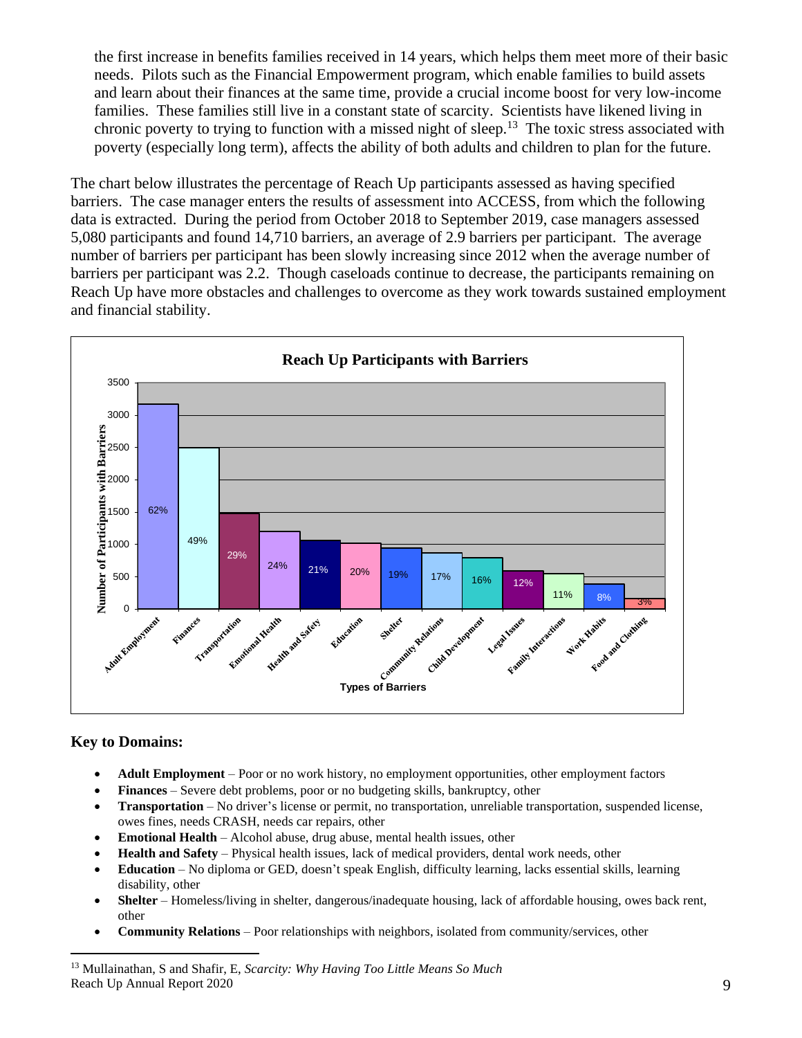the first increase in benefits families received in 14 years, which helps them meet more of their basic needs. Pilots such as the Financial Empowerment program, which enable families to build assets and learn about their finances at the same time, provide a crucial income boost for very low-income families. These families still live in a constant state of scarcity. Scientists have likened living in chronic poverty to trying to function with a missed night of sleep.[13] The toxic stress associated with poverty (especially long term), affects the ability of both adults and children to plan for the future.

The chart below illustrates the percentage of Reach Up participants assessed as having specified barriers. The case manager enters the results of assessment into ACCESS, from which the following data is extracted. During the period from October 2018 to September 2019, case managers assessed 5,080 participants and found 14,710 barriers, an average of 2.9 barriers per participant. The average number of barriers per participant has been slowly increasing since 2012 when the average number of barriers per participant was 2.2. Though caseloads continue to decrease, the participants remaining on Reach Up have more obstacles and challenges to overcome as they work towards sustained employment and financial stability.

**Reach Up Participants with Barriers**

| Types of Barriers | Percentage of Participants |
|---|---|
| Adult Employment | 62% |
| Finances | 49% |
| Transportation | 29% |
| Emotional Health | 24% |
| Health and Safety | 21% |
| Education | 20% |
| Shelter | 19% |
| Community Relations | 17% |
| Child Development | 16% |
| Legal Issues | 12% |
| Family Interactions | 11% |
| Work Habits | 8% |
| Food and Clothing | 3% |

## Key to Domains:

- **Adult Employment** – Poor or no work history, no employment opportunities, other employment factors
- **Finances** – Severe debt problems, poor or no budgeting skills, bankruptcy, other
- **Transportation** – No driver's license or permit, no transportation, unreliable transportation, suspended license, owes fines, needs CRASH, needs car repairs, other
- **Emotional Health** – Alcohol abuse, drug abuse, mental health issues, other
- **Health and Safety** – Physical health issues, lack of medical providers, dental work needs, other
- **Education** – No diploma or GED, doesn't speak English, difficulty learning, lacks essential skills, learning disability, other
- **Shelter** – Homeless/living in shelter, dangerous/inadequate housing, lack of affordable housing, owes back rent, other
- **Community Relations** – Poor relationships with neighbors, isolated from community/services, other

[13] Mullainathan, S and Shafir, E, *Scarcity: Why Having Too Little Means So Much*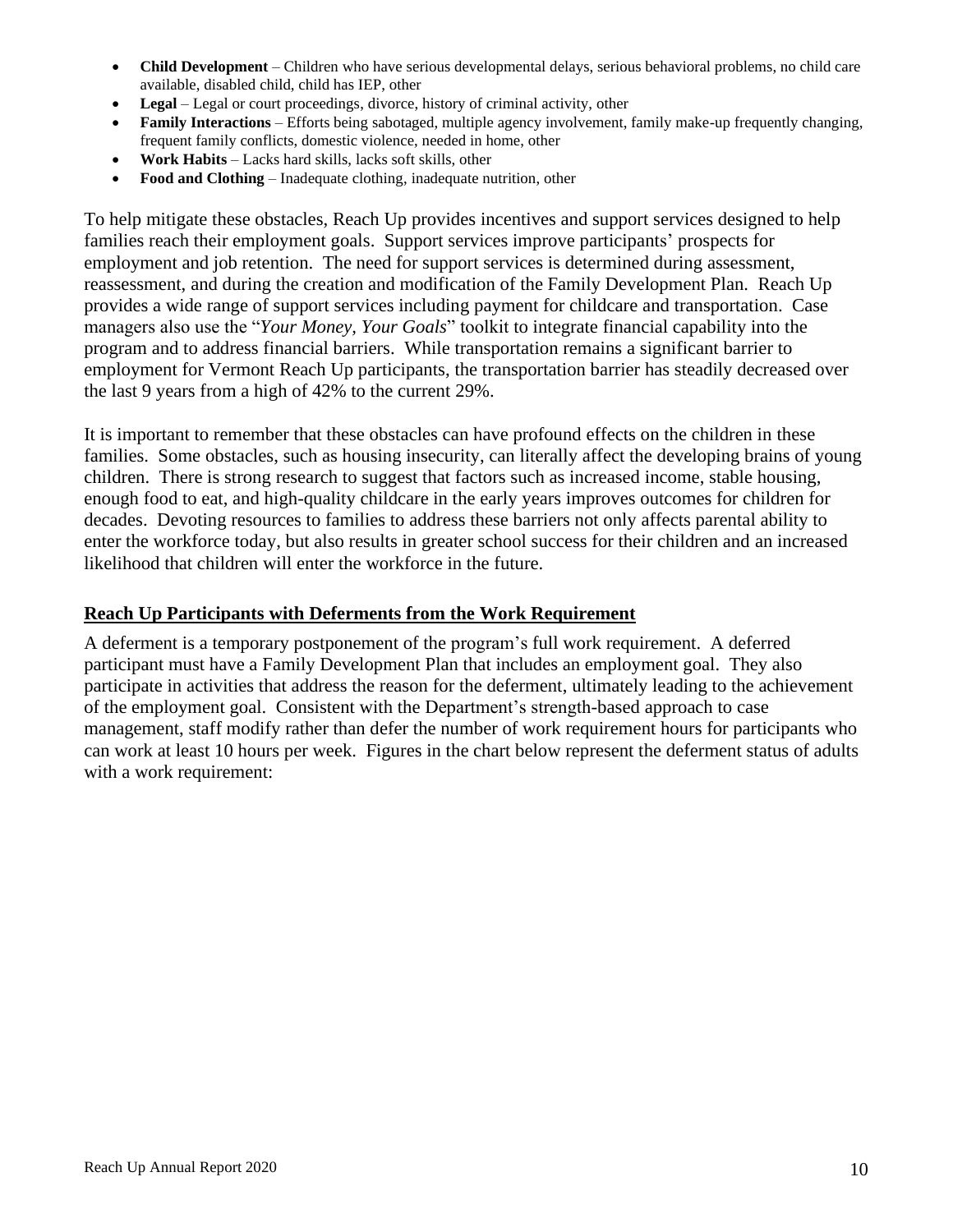- **Child Development** – Children who have serious developmental delays, serious behavioral problems, no child care available, disabled child, child has IEP, other
- **Legal** – Legal or court proceedings, divorce, history of criminal activity, other
- **Family Interactions** – Efforts being sabotaged, multiple agency involvement, family make-up frequently changing, frequent family conflicts, domestic violence, needed in home, other
- **Work Habits** – Lacks hard skills, lacks soft skills, other
- **Food and Clothing** – Inadequate clothing, inadequate nutrition, other

To help mitigate these obstacles, Reach Up provides incentives and support services designed to help families reach their employment goals. Support services improve participants' prospects for employment and job retention. The need for support services is determined during assessment, reassessment, and during the creation and modification of the Family Development Plan. Reach Up provides a wide range of support services including payment for childcare and transportation. Case managers also use the "*Your Money, Your Goals*" toolkit to integrate financial capability into the program and to address financial barriers. While transportation remains a significant barrier to employment for Vermont Reach Up participants, the transportation barrier has steadily decreased over the last 9 years from a high of 42% to the current 29%.

It is important to remember that these obstacles can have profound effects on the children in these families. Some obstacles, such as housing insecurity, can literally affect the developing brains of young children. There is strong research to suggest that factors such as increased income, stable housing, enough food to eat, and high-quality childcare in the early years improves outcomes for children for decades. Devoting resources to families to address these barriers not only affects parental ability to enter the workforce today, but also results in greater school success for their children and an increased likelihood that children will enter the workforce in the future.

## Reach Up Participants with Deferments from the Work Requirement

A deferment is a temporary postponement of the program's full work requirement. A deferred participant must have a Family Development Plan that includes an employment goal. They also participate in activities that address the reason for the deferment, ultimately leading to the achievement of the employment goal. Consistent with the Department's strength-based approach to case management, staff modify rather than defer the number of work requirement hours for participants who can work at least 10 hours per week. Figures in the chart below represent the deferment status of adults with a work requirement: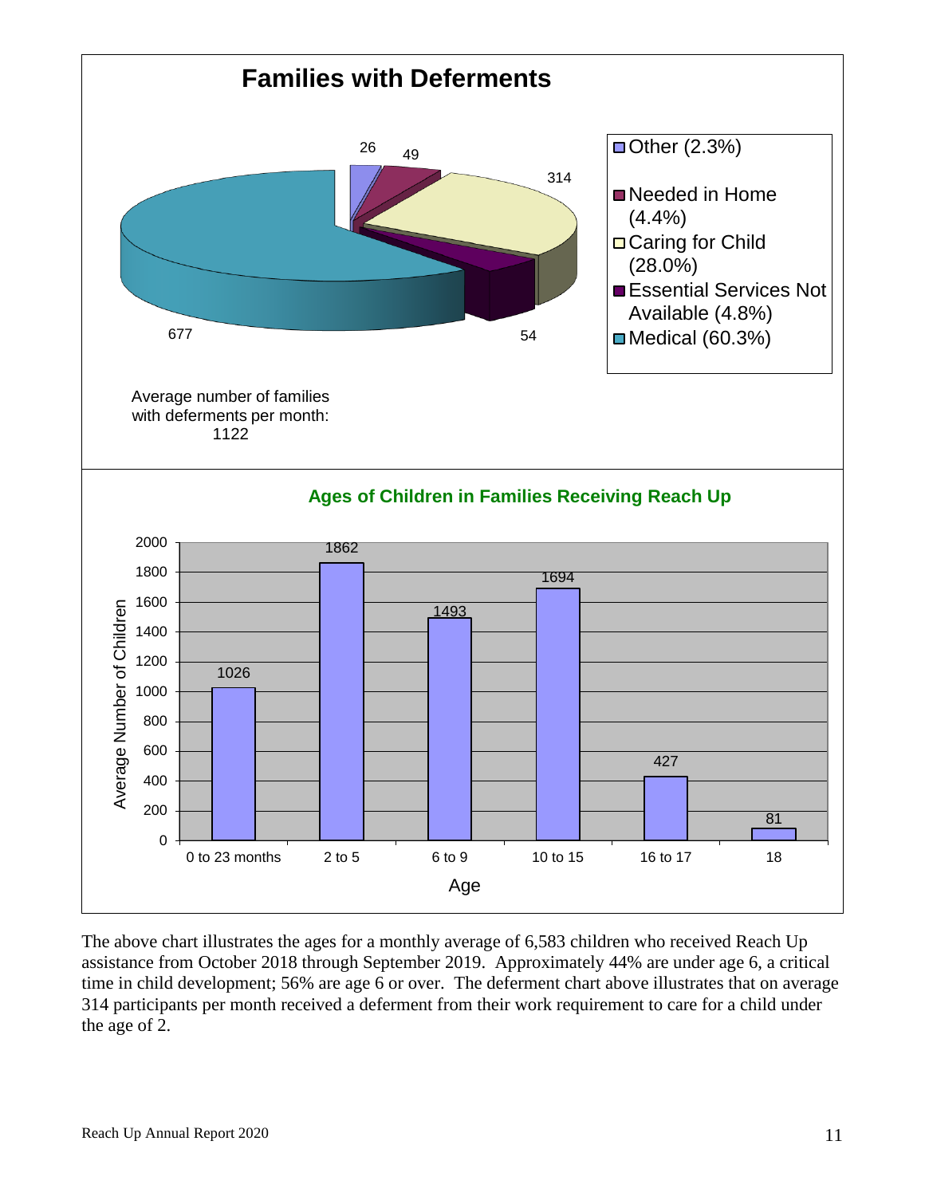## Families with Deferments

| Category | Number | Percent |
|---|---|---|
| Other | 26 | 2.3% |
| Needed in Home | 49 | 4.4% |
| Caring for Child | 314 | 28.0% |
| Essential Services Not Available | 54 | 4.8% |
| Medical | 677 | 60.3% |

Average number of families with deferments per month: 1122

## Ages of Children in Families Receiving Reach Up

| Age | Average Number of Children |
|---|---|
| 0 to 23 months | 1026 |
| 2 to 5 | 1862 |
| 6 to 9 | 1493 |
| 10 to 15 | 1694 |
| 16 to 17 | 427 |
| 18 | 81 |

The above chart illustrates the ages for a monthly average of 6,583 children who received Reach Up assistance from October 2018 through September 2019. Approximately 44% are under age 6, a critical time in child development; 56% are age 6 or over. The deferment chart above illustrates that on average 314 participants per month received a deferment from their work requirement to care for a child under the age of 2.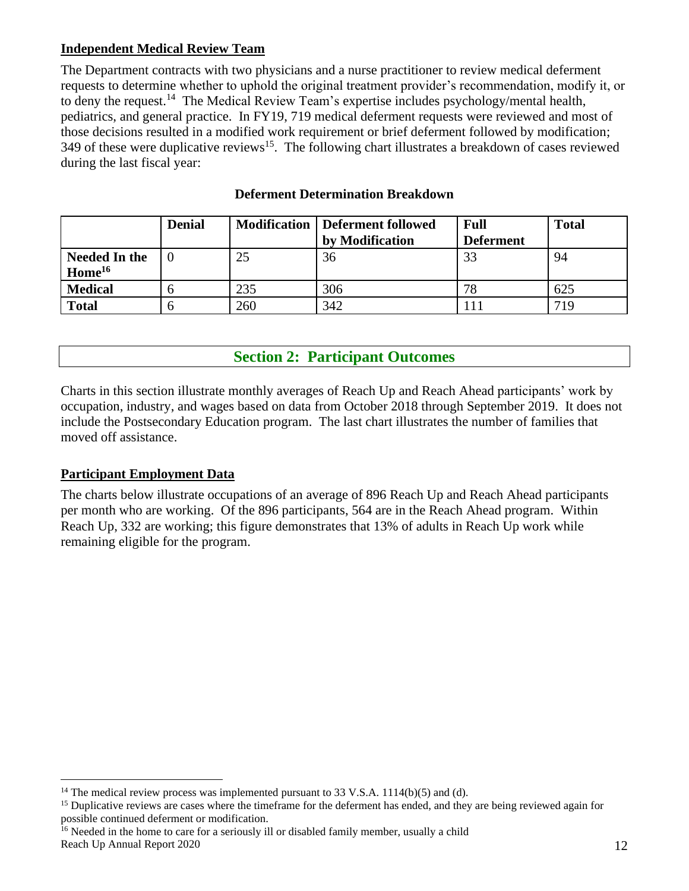### Independent Medical Review Team

The Department contracts with two physicians and a nurse practitioner to review medical deferment requests to determine whether to uphold the original treatment provider's recommendation, modify it, or to deny the request.[14] The Medical Review Team's expertise includes psychology/mental health, pediatrics, and general practice. In FY19, 719 medical deferment requests were reviewed and most of those decisions resulted in a modified work requirement or brief deferment followed by modification; 349 of these were duplicative reviews[15]. The following chart illustrates a breakdown of cases reviewed during the last fiscal year:

**Deferment Determination Breakdown**

| | Denial | Modification | Deferment followed by Modification | Full Deferment | Total |
|---|---|---|---|---|---|
| **Needed In the Home[16]** | 0 | 25 | 36 | 33 | 94 |
| **Medical** | 6 | 235 | 306 | 78 | 625 |
| **Total** | 6 | 260 | 342 | 111 | 719 |

## Section 2: Participant Outcomes

Charts in this section illustrate monthly averages of Reach Up and Reach Ahead participants' work by occupation, industry, and wages based on data from October 2018 through September 2019. It does not include the Postsecondary Education program. The last chart illustrates the number of families that moved off assistance.

### Participant Employment Data

The charts below illustrate occupations of an average of 896 Reach Up and Reach Ahead participants per month who are working. Of the 896 participants, 564 are in the Reach Ahead program. Within Reach Up, 332 are working; this figure demonstrates that 13% of adults in Reach Up work while remaining eligible for the program.

---

[14] The medical review process was implemented pursuant to 33 V.S.A. 1114(b)(5) and (d).

[15] Duplicative reviews are cases where the timeframe for the deferment has ended, and they are being reviewed again for possible continued deferment or modification.

[16] Needed in the home to care for a seriously ill or disabled family member, usually a child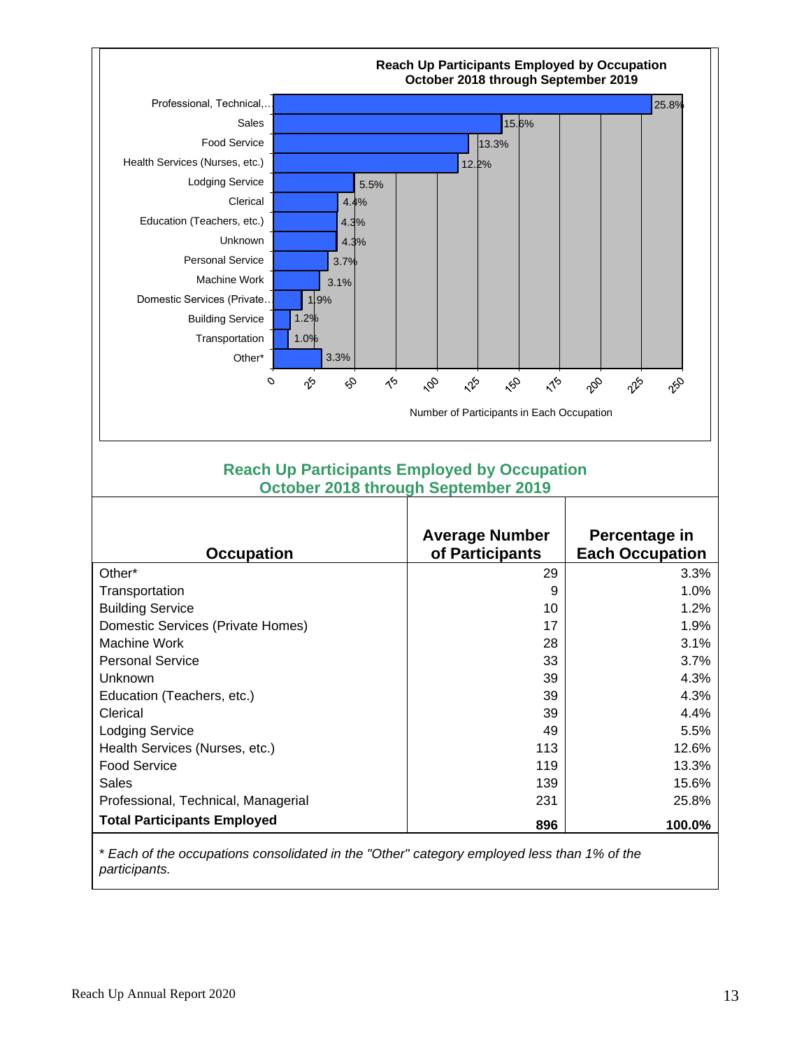**Reach Up Participants Employed by Occupation**
**October 2018 through September 2019**

| Occupation | Percentage |
|---|---|
| Professional, Technical,... | 25.8% |
| Sales | 15.6% |
| Food Service | 13.3% |
| Health Services (Nurses, etc.) | 12.2% |
| Lodging Service | 5.5% |
| Clerical | 4.4% |
| Education (Teachers, etc.) | 4.3% |
| Unknown | 4.3% |
| Personal Service | 3.7% |
| Machine Work | 3.1% |
| Domestic Services (Private... | 1.9% |
| Building Service | 1.2% |
| Transportation | 1.0% |
| Other* | 3.3% |

Number of Participants in Each Occupation

## Reach Up Participants Employed by Occupation
## October 2018 through September 2019

| Occupation | Average Number of Participants | Percentage in Each Occupation |
|---|---|---|
| Other* | 29 | 3.3% |
| Transportation | 9 | 1.0% |
| Building Service | 10 | 1.2% |
| Domestic Services (Private Homes) | 17 | 1.9% |
| Machine Work | 28 | 3.1% |
| Personal Service | 33 | 3.7% |
| Unknown | 39 | 4.3% |
| Education (Teachers, etc.) | 39 | 4.3% |
| Clerical | 39 | 4.4% |
| Lodging Service | 49 | 5.5% |
| Health Services (Nurses, etc.) | 113 | 12.6% |
| Food Service | 119 | 13.3% |
| Sales | 139 | 15.6% |
| Professional, Technical, Managerial | 231 | 25.8% |
| **Total Participants Employed** | **896** | **100.0%** |

*\* Each of the occupations consolidated in the "Other" category employed less than 1% of the participants.*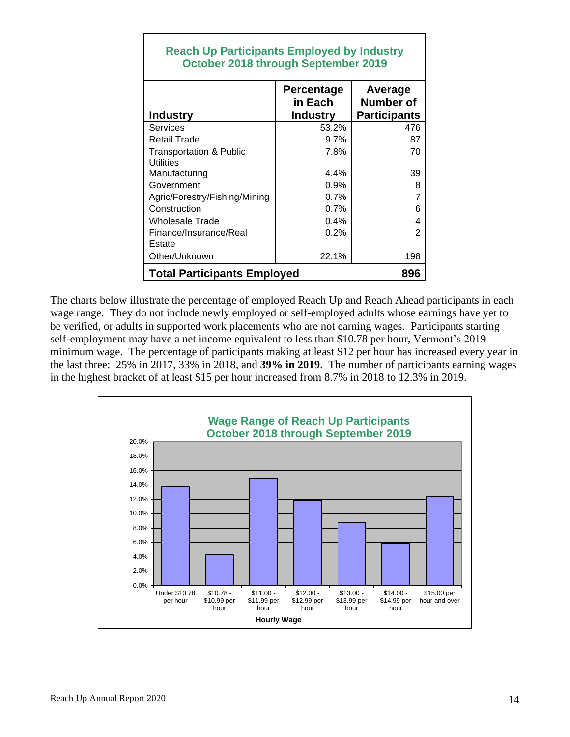| Reach Up Participants Employed by Industry October 2018 through September 2019 | | |
|---|---|---|
| **Industry** | **Percentage in Each Industry** | **Average Number of Participants** |
| Services | 53.2% | 476 |
| Retail Trade | 9.7% | 87 |
| Transportation & Public Utilities | 7.8% | 70 |
| Manufacturing | 4.4% | 39 |
| Government | 0.9% | 8 |
| Agric/Forestry/Fishing/Mining | 0.7% | 7 |
| Construction | 0.7% | 6 |
| Wholesale Trade | 0.4% | 4 |
| Finance/Insurance/Real Estate | 0.2% | 2 |
| Other/Unknown | 22.1% | 198 |
| **Total Participants Employed** | | **896** |

The charts below illustrate the percentage of employed Reach Up and Reach Ahead participants in each wage range. They do not include newly employed or self-employed adults whose earnings have yet to be verified, or adults in supported work placements who are not earning wages. Participants starting self-employment may have a net income equivalent to less than $10.78 per hour, Vermont's 2019 minimum wage. The percentage of participants making at least $12 per hour has increased every year in the last three: 25% in 2017, 33% in 2018, and **39% in 2019**. The number of participants earning wages in the highest bracket of at least $15 per hour increased from 8.7% in 2018 to 12.3% in 2019.

**Wage Range of Reach Up Participants**
**October 2018 through September 2019**

| Hourly Wage | Percentage |
|---|---|
| Under $10.78 per hour | 13.7% |
| $10.78 - $10.99 per hour | 4.3% |
| $11.00 - $11.99 per hour | 14.9% |
| $12.00 - $12.99 per hour | 11.9% |
| $13.00 - $13.99 per hour | 8.8% |
| $14.00 - $14.99 per hour | 5.9% |
| $15.00 per hour and over | 12.3% |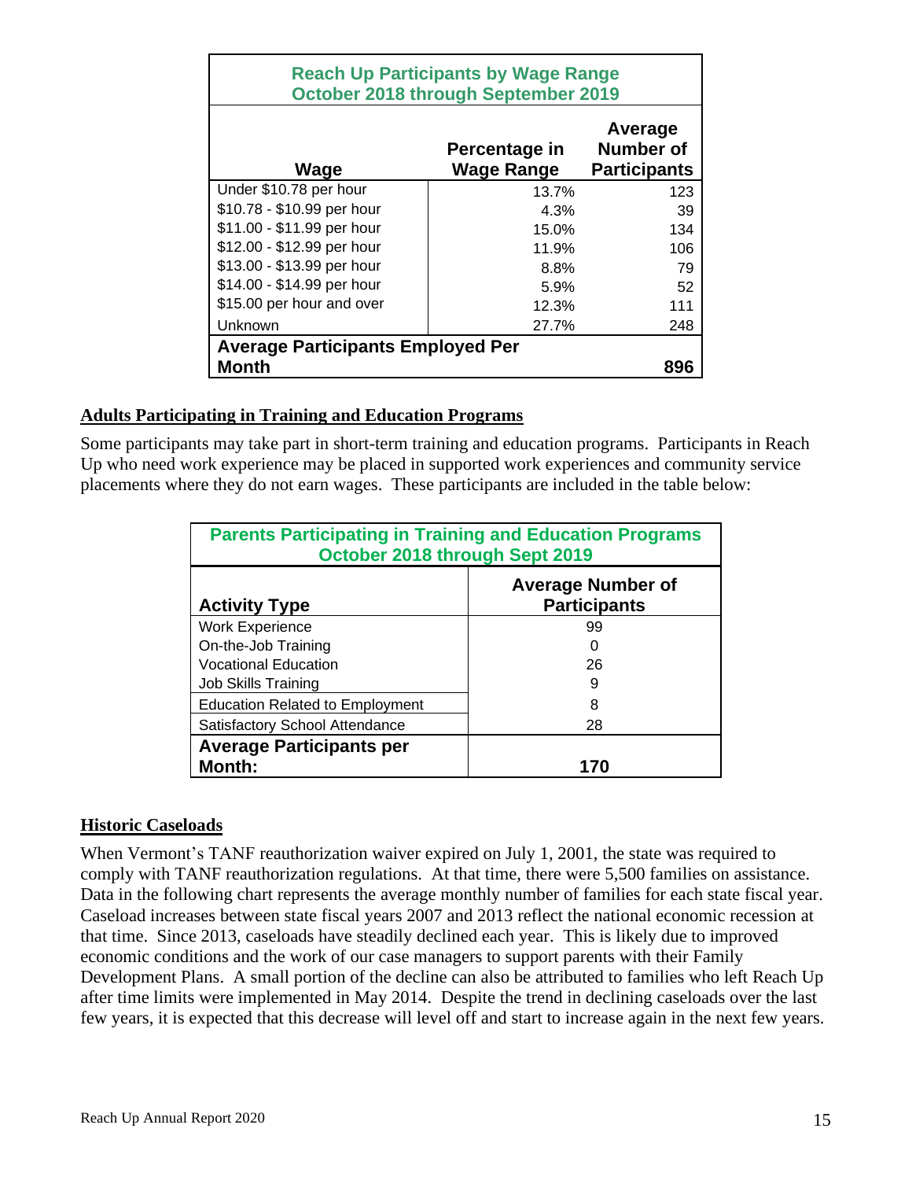| Reach Up Participants by Wage Range October 2018 through September 2019 | | |
|---|---|---|
| **Wage** | **Percentage in Wage Range** | **Average Number of Participants** |
| Under $10.78 per hour | 13.7% | 123 |
| $10.78 - $10.99 per hour | 4.3% | 39 |
| $11.00 - $11.99 per hour | 15.0% | 134 |
| $12.00 - $12.99 per hour | 11.9% | 106 |
| $13.00 - $13.99 per hour | 8.8% | 79 |
| $14.00 - $14.99 per hour | 5.9% | 52 |
| $15.00 per hour and over | 12.3% | 111 |
| Unknown | 27.7% | 248 |
| **Average Participants Employed Per Month** | | **896** |

## Adults Participating in Training and Education Programs

Some participants may take part in short-term training and education programs. Participants in Reach Up who need work experience may be placed in supported work experiences and community service placements where they do not earn wages. These participants are included in the table below:

| Parents Participating in Training and Education Programs October 2018 through Sept 2019 | |
|---|---|
| **Activity Type** | **Average Number of Participants** |
| Work Experience | 99 |
| On-the-Job Training | 0 |
| Vocational Education | 26 |
| Job Skills Training | 9 |
| Education Related to Employment | 8 |
| Satisfactory School Attendance | 28 |
| **Average Participants per Month:** | **170** |

## Historic Caseloads

When Vermont's TANF reauthorization waiver expired on July 1, 2001, the state was required to comply with TANF reauthorization regulations. At that time, there were 5,500 families on assistance. Data in the following chart represents the average monthly number of families for each state fiscal year. Caseload increases between state fiscal years 2007 and 2013 reflect the national economic recession at that time. Since 2013, caseloads have steadily declined each year. This is likely due to improved economic conditions and the work of our case managers to support parents with their Family Development Plans. A small portion of the decline can also be attributed to families who left Reach Up after time limits were implemented in May 2014. Despite the trend in declining caseloads over the last few years, it is expected that this decrease will level off and start to increase again in the next few years.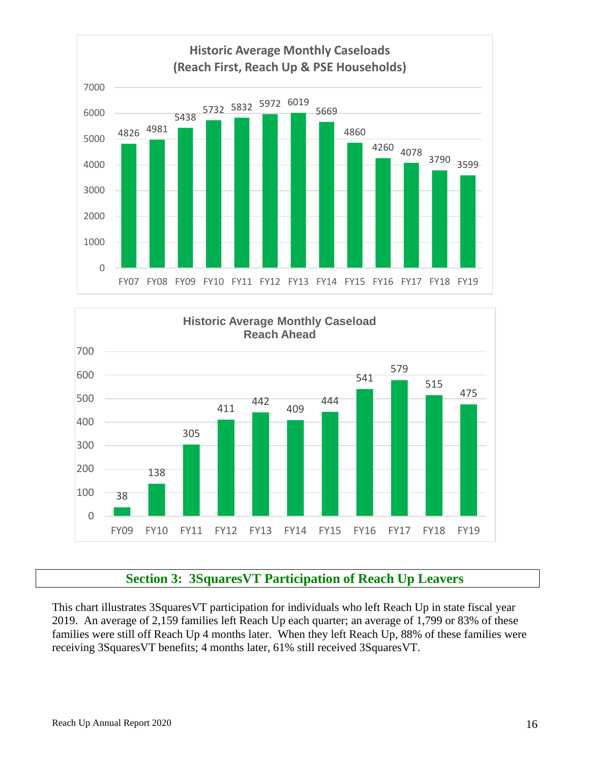**Historic Average Monthly Caseloads (Reach First, Reach Up & PSE Households)**

| FY07 | FY08 | FY09 | FY10 | FY11 | FY12 | FY13 | FY14 | FY15 | FY16 | FY17 | FY18 | FY19 |
|---|---|---|---|---|---|---|---|---|---|---|---|---|
| 4826 | 4981 | 5438 | 5732 | 5832 | 5972 | 6019 | 5669 | 4860 | 4260 | 4078 | 3790 | 3599 |

**Historic Average Monthly Caseload Reach Ahead**

| FY09 | FY10 | FY11 | FY12 | FY13 | FY14 | FY15 | FY16 | FY17 | FY18 | FY19 |
|---|---|---|---|---|---|---|---|---|---|---|
| 38 | 138 | 305 | 411 | 442 | 409 | 444 | 541 | 579 | 515 | 475 |

## Section 3: 3SquaresVT Participation of Reach Up Leavers

This chart illustrates 3SquaresVT participation for individuals who left Reach Up in state fiscal year 2019. An average of 2,159 families left Reach Up each quarter; an average of 1,799 or 83% of these families were still off Reach Up 4 months later. When they left Reach Up, 88% of these families were receiving 3SquaresVT benefits; 4 months later, 61% still received 3SquaresVT.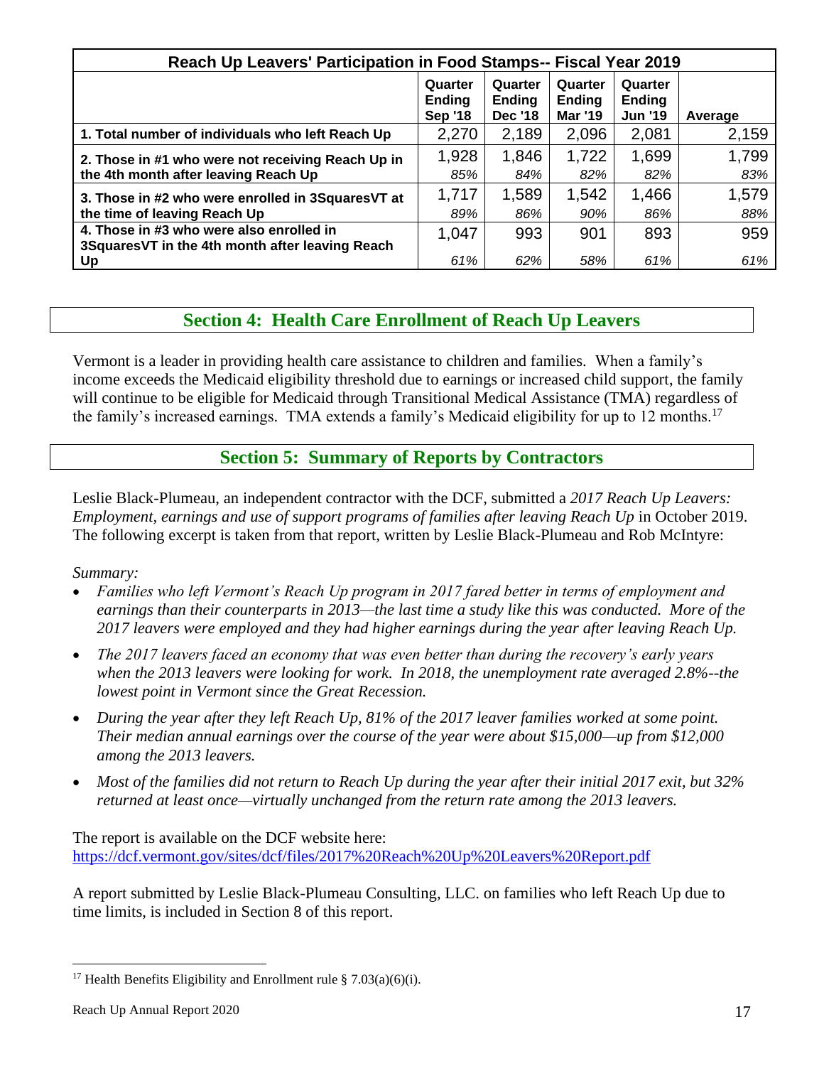| Reach Up Leavers' Participation in Food Stamps-- Fiscal Year 2019 | | | | | |
|---|---|---|---|---|---|
| | Quarter Ending Sep '18 | Quarter Ending Dec '18 | Quarter Ending Mar '19 | Quarter Ending Jun '19 | Average |
| 1. Total number of individuals who left Reach Up | 2,270 | 2,189 | 2,096 | 2,081 | 2,159 |
| 2. Those in #1 who were not receiving Reach Up in the 4th month after leaving Reach Up | 1,928<br>*85%* | 1,846<br>*84%* | 1,722<br>*82%* | 1,699<br>*82%* | 1,799<br>*83%* |
| 3. Those in #2 who were enrolled in 3SquaresVT at the time of leaving Reach Up | 1,717<br>*89%* | 1,589<br>*86%* | 1,542<br>*90%* | 1,466<br>*86%* | 1,579<br>*88%* |
| 4. Those in #3 who were also enrolled in 3SquaresVT in the 4th month after leaving Reach Up | 1,047<br>*61%* | 993<br>*62%* | 901<br>*58%* | 893<br>*61%* | 959<br>*61%* |

## Section 4: Health Care Enrollment of Reach Up Leavers

Vermont is a leader in providing health care assistance to children and families. When a family's income exceeds the Medicaid eligibility threshold due to earnings or increased child support, the family will continue to be eligible for Medicaid through Transitional Medical Assistance (TMA) regardless of the family's increased earnings. TMA extends a family's Medicaid eligibility for up to 12 months.[17]

## Section 5: Summary of Reports by Contractors

Leslie Black-Plumeau, an independent contractor with the DCF, submitted a *2017 Reach Up Leavers: Employment, earnings and use of support programs of families after leaving Reach Up* in October 2019. The following excerpt is taken from that report, written by Leslie Black-Plumeau and Rob McIntyre:

*Summary:*

- *Families who left Vermont's Reach Up program in 2017 fared better in terms of employment and earnings than their counterparts in 2013—the last time a study like this was conducted. More of the 2017 leavers were employed and they had higher earnings during the year after leaving Reach Up.*
- *The 2017 leavers faced an economy that was even better than during the recovery's early years when the 2013 leavers were looking for work. In 2018, the unemployment rate averaged 2.8%--the lowest point in Vermont since the Great Recession.*
- *During the year after they left Reach Up, 81% of the 2017 leaver families worked at some point. Their median annual earnings over the course of the year were about $15,000—up from $12,000 among the 2013 leavers.*
- *Most of the families did not return to Reach Up during the year after their initial 2017 exit, but 32% returned at least once—virtually unchanged from the return rate among the 2013 leavers.*

The report is available on the DCF website here:
https://dcf.vermont.gov/sites/dcf/files/2017%20Reach%20Up%20Leavers%20Report.pdf

A report submitted by Leslie Black-Plumeau Consulting, LLC. on families who left Reach Up due to time limits, is included in Section 8 of this report.

[17] Health Benefits Eligibility and Enrollment rule § 7.03(a)(6)(i).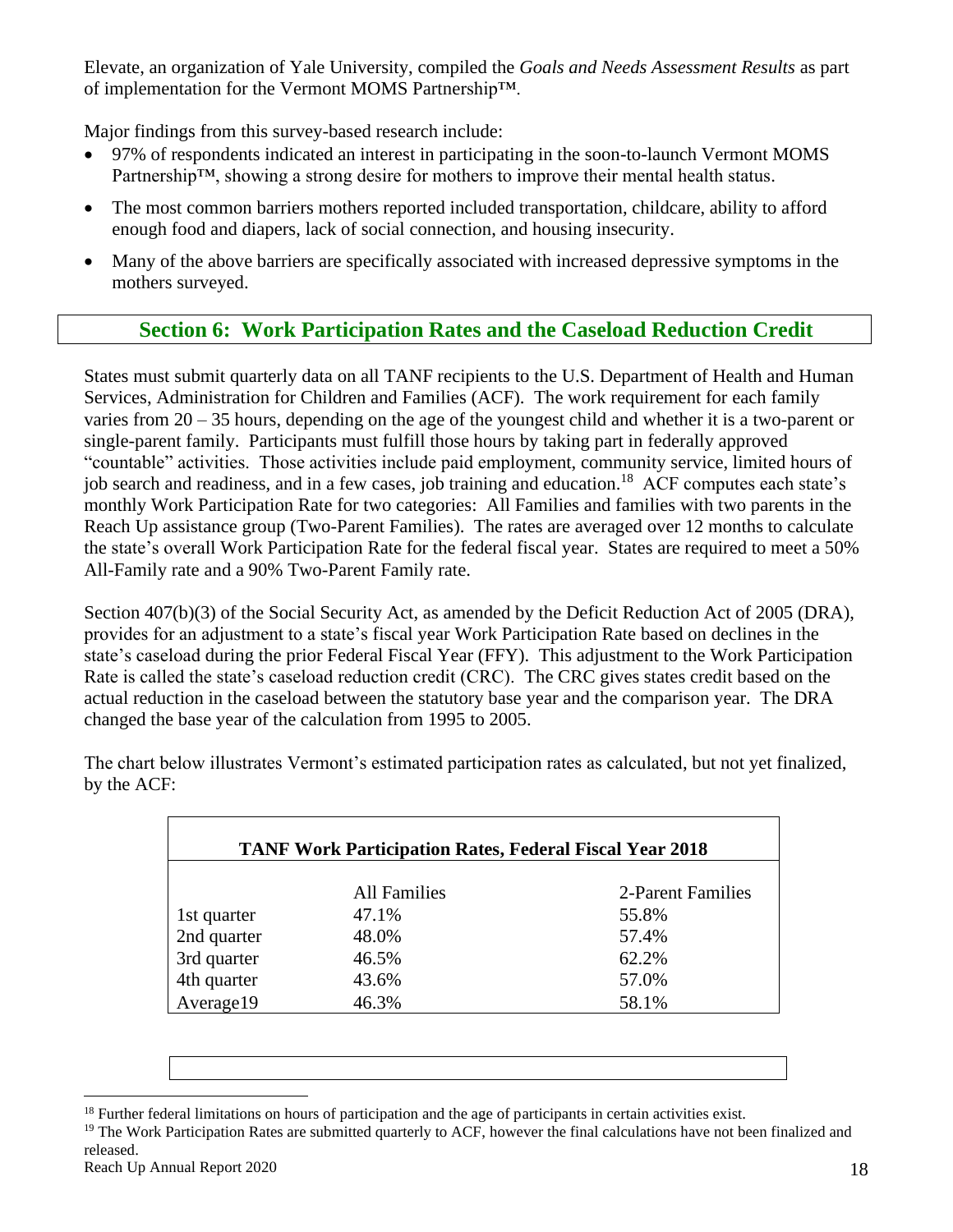Elevate, an organization of Yale University, compiled the *Goals and Needs Assessment Results* as part of implementation for the Vermont MOMS Partnership™.

Major findings from this survey-based research include:

- 97% of respondents indicated an interest in participating in the soon-to-launch Vermont MOMS Partnership™, showing a strong desire for mothers to improve their mental health status.
- The most common barriers mothers reported included transportation, childcare, ability to afford enough food and diapers, lack of social connection, and housing insecurity.
- Many of the above barriers are specifically associated with increased depressive symptoms in the mothers surveyed.

## Section 6: Work Participation Rates and the Caseload Reduction Credit

States must submit quarterly data on all TANF recipients to the U.S. Department of Health and Human Services, Administration for Children and Families (ACF). The work requirement for each family varies from 20 – 35 hours, depending on the age of the youngest child and whether it is a two-parent or single-parent family. Participants must fulfill those hours by taking part in federally approved "countable" activities. Those activities include paid employment, community service, limited hours of job search and readiness, and in a few cases, job training and education.[18] ACF computes each state's monthly Work Participation Rate for two categories: All Families and families with two parents in the Reach Up assistance group (Two-Parent Families). The rates are averaged over 12 months to calculate the state's overall Work Participation Rate for the federal fiscal year. States are required to meet a 50% All-Family rate and a 90% Two-Parent Family rate.

Section 407(b)(3) of the Social Security Act, as amended by the Deficit Reduction Act of 2005 (DRA), provides for an adjustment to a state's fiscal year Work Participation Rate based on declines in the state's caseload during the prior Federal Fiscal Year (FFY). This adjustment to the Work Participation Rate is called the state's caseload reduction credit (CRC). The CRC gives states credit based on the actual reduction in the caseload between the statutory base year and the comparison year. The DRA changed the base year of the calculation from 1995 to 2005.

The chart below illustrates Vermont's estimated participation rates as calculated, but not yet finalized, by the ACF:

**TANF Work Participation Rates, Federal Fiscal Year 2018**

| | All Families | 2-Parent Families |
|---|---|---|
| 1st quarter | 47.1% | 55.8% |
| 2nd quarter | 48.0% | 57.4% |
| 3rd quarter | 46.5% | 62.2% |
| 4th quarter | 43.6% | 57.0% |
| Average[19] | 46.3% | 58.1% |

[18] Further federal limitations on hours of participation and the age of participants in certain activities exist.

[19] The Work Participation Rates are submitted quarterly to ACF, however the final calculations have not been finalized and released.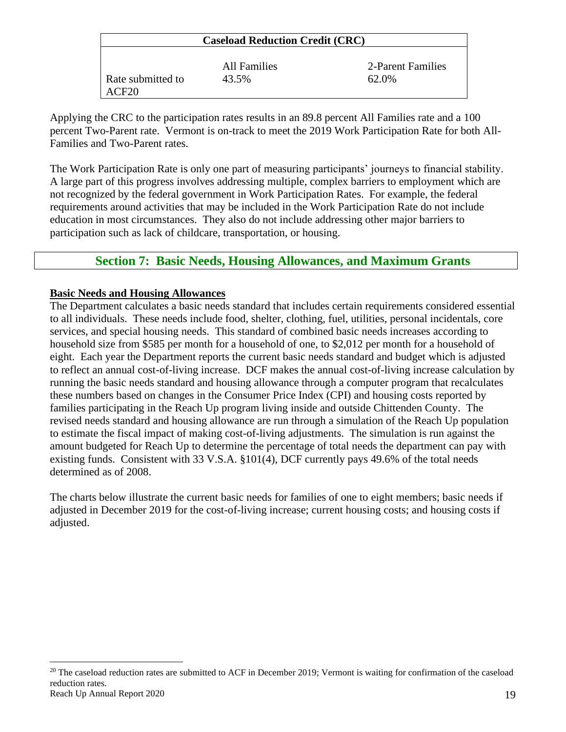| Caseload Reduction Credit (CRC) | | |
|---|---|---|
| | All Families | 2-Parent Families |
| Rate submitted to ACF[20] | 43.5% | 62.0% |

Applying the CRC to the participation rates results in an 89.8 percent All Families rate and a 100 percent Two-Parent rate. Vermont is on-track to meet the 2019 Work Participation Rate for both All-Families and Two-Parent rates.

The Work Participation Rate is only one part of measuring participants' journeys to financial stability. A large part of this progress involves addressing multiple, complex barriers to employment which are not recognized by the federal government in Work Participation Rates. For example, the federal requirements around activities that may be included in the Work Participation Rate do not include education in most circumstances. They also do not include addressing other major barriers to participation such as lack of childcare, transportation, or housing.

## Section 7: Basic Needs, Housing Allowances, and Maximum Grants

**Basic Needs and Housing Allowances**

The Department calculates a basic needs standard that includes certain requirements considered essential to all individuals. These needs include food, shelter, clothing, fuel, utilities, personal incidentals, core services, and special housing needs. This standard of combined basic needs increases according to household size from $585 per month for a household of one, to $2,012 per month for a household of eight. Each year the Department reports the current basic needs standard and budget which is adjusted to reflect an annual cost-of-living increase. DCF makes the annual cost-of-living increase calculation by running the basic needs standard and housing allowance through a computer program that recalculates these numbers based on changes in the Consumer Price Index (CPI) and housing costs reported by families participating in the Reach Up program living inside and outside Chittenden County. The revised needs standard and housing allowance are run through a simulation of the Reach Up population to estimate the fiscal impact of making cost-of-living adjustments. The simulation is run against the amount budgeted for Reach Up to determine the percentage of total needs the department can pay with existing funds. Consistent with 33 V.S.A. §101(4), DCF currently pays 49.6% of the total needs determined as of 2008.

The charts below illustrate the current basic needs for families of one to eight members; basic needs if adjusted in December 2019 for the cost-of-living increase; current housing costs; and housing costs if adjusted.

[20] The caseload reduction rates are submitted to ACF in December 2019; Vermont is waiting for confirmation of the caseload reduction rates.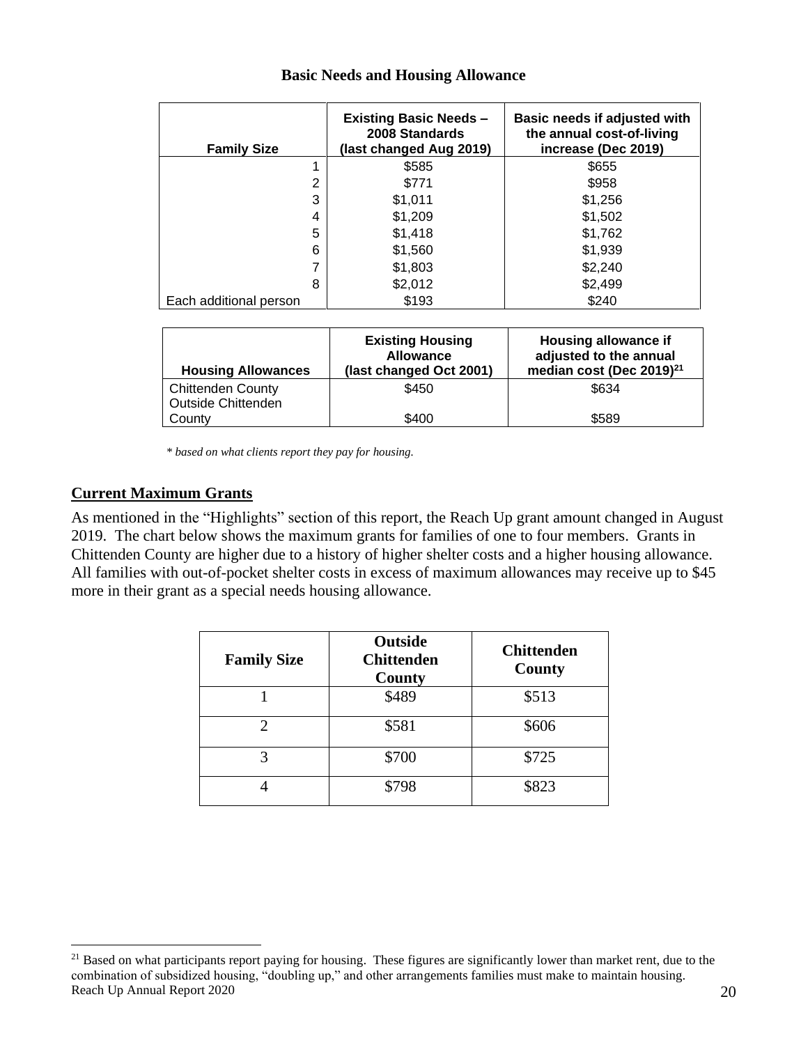**Basic Needs and Housing Allowance**

| Family Size | Existing Basic Needs – 2008 Standards (last changed Aug 2019) | Basic needs if adjusted with the annual cost-of-living increase (Dec 2019) |
|---|---|---|
| 1 | $585 | $655 |
| 2 | $771 | $958 |
| 3 | $1,011 | $1,256 |
| 4 | $1,209 | $1,502 |
| 5 | $1,418 | $1,762 |
| 6 | $1,560 | $1,939 |
| 7 | $1,803 | $2,240 |
| 8 | $2,012 | $2,499 |
| Each additional person | $193 | $240 |

| Housing Allowances | Existing Housing Allowance (last changed Oct 2001) | Housing allowance if adjusted to the annual median cost (Dec 2019)[21] |
|---|---|---|
| Chittenden County | $450 | $634 |
| Outside Chittenden County | $400 | $589 |

*\* based on what clients report they pay for housing.*

## Current Maximum Grants

As mentioned in the "Highlights" section of this report, the Reach Up grant amount changed in August 2019. The chart below shows the maximum grants for families of one to four members. Grants in Chittenden County are higher due to a history of higher shelter costs and a higher housing allowance. All families with out-of-pocket shelter costs in excess of maximum allowances may receive up to $45 more in their grant as a special needs housing allowance.

| Family Size | Outside Chittenden County | Chittenden County |
|---|---|---|
| 1 | $489 | $513 |
| 2 | $581 | $606 |
| 3 | $700 | $725 |
| 4 | $798 | $823 |

[21] Based on what participants report paying for housing. These figures are significantly lower than market rent, due to the combination of subsidized housing, "doubling up," and other arrangements families must make to maintain housing.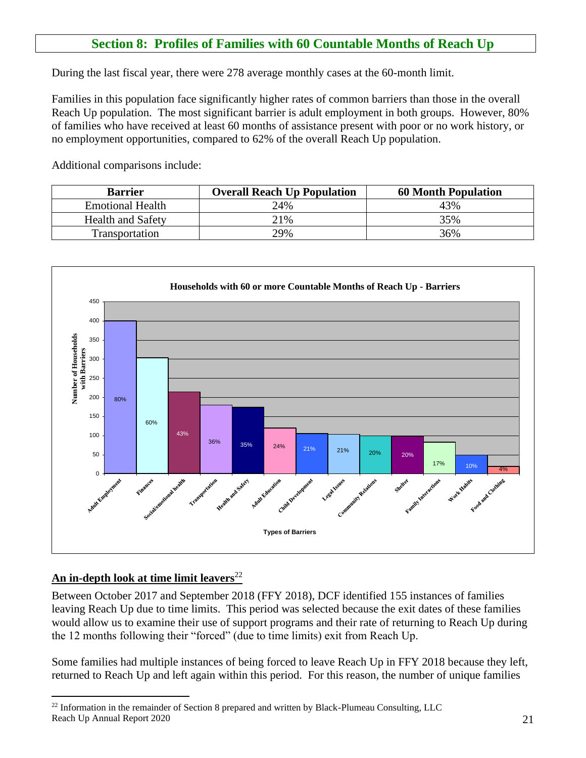## Section 8: Profiles of Families with 60 Countable Months of Reach Up

During the last fiscal year, there were 278 average monthly cases at the 60-month limit.

Families in this population face significantly higher rates of common barriers than those in the overall Reach Up population. The most significant barrier is adult employment in both groups. However, 80% of families who have received at least 60 months of assistance present with poor or no work history, or no employment opportunities, compared to 62% of the overall Reach Up population.

Additional comparisons include:

| Barrier | Overall Reach Up Population | 60 Month Population |
|---|---|---|
| Emotional Health | 24% | 43% |
| Health and Safety | 21% | 35% |
| Transportation | 29% | 36% |

**Households with 60 or more Countable Months of Reach Up - Barriers**

| Types of Barriers | Percent of Households with Barriers |
|---|---|
| Adult Employment | 80% |
| Finances | 60% |
| Social/emotional health | 43% |
| Transportation | 36% |
| Health and Safety | 35% |
| Adult Education | 24% |
| Child Development | 21% |
| Legal Issues | 21% |
| Community Relations | 20% |
| Shelter | 20% |
| Family Interactions | 17% |
| Work Habits | 10% |
| Food and Clothing | 4% |

### An in-depth look at time limit leavers[22]

Between October 2017 and September 2018 (FFY 2018), DCF identified 155 instances of families leaving Reach Up due to time limits. This period was selected because the exit dates of these families would allow us to examine their use of support programs and their rate of returning to Reach Up during the 12 months following their "forced" (due to time limits) exit from Reach Up.

Some families had multiple instances of being forced to leave Reach Up in FFY 2018 because they left, returned to Reach Up and left again within this period. For this reason, the number of unique families

---

[22] Information in the remainder of Section 8 prepared and written by Black-Plumeau Consulting, LLC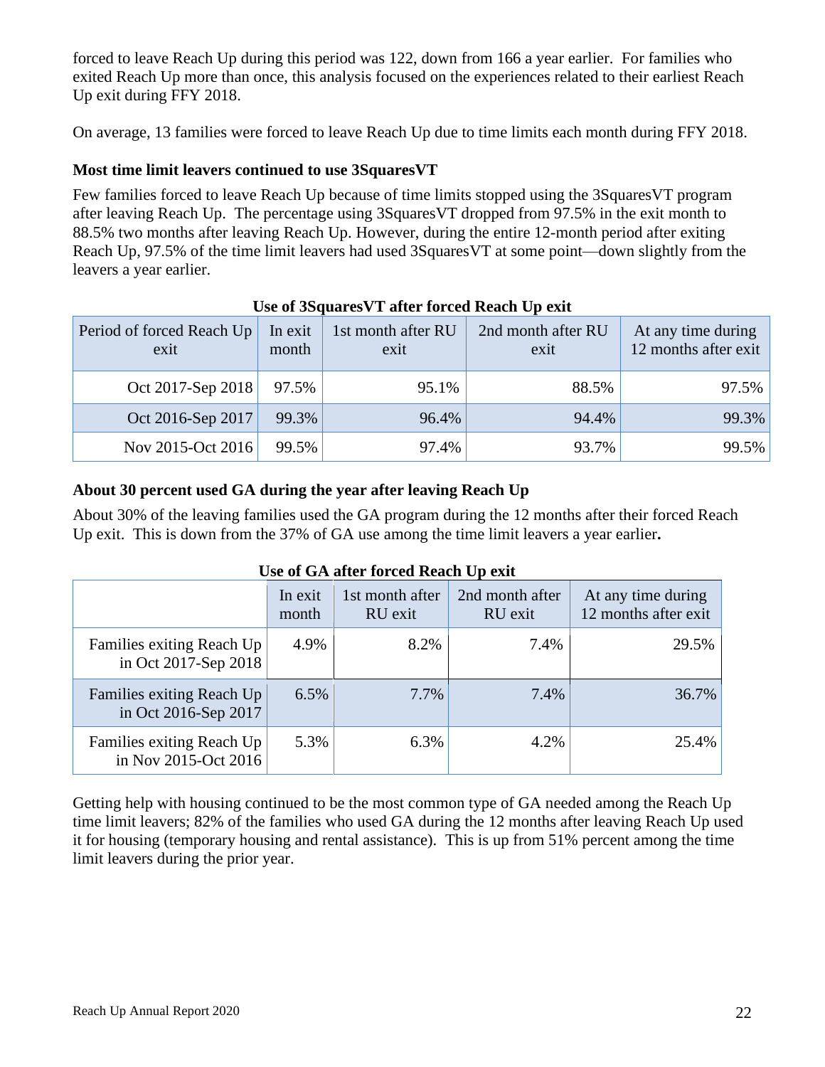forced to leave Reach Up during this period was 122, down from 166 a year earlier. For families who exited Reach Up more than once, this analysis focused on the experiences related to their earliest Reach Up exit during FFY 2018.

On average, 13 families were forced to leave Reach Up due to time limits each month during FFY 2018.

**Most time limit leavers continued to use 3SquaresVT**

Few families forced to leave Reach Up because of time limits stopped using the 3SquaresVT program after leaving Reach Up. The percentage using 3SquaresVT dropped from 97.5% in the exit month to 88.5% two months after leaving Reach Up. However, during the entire 12-month period after exiting Reach Up, 97.5% of the time limit leavers had used 3SquaresVT at some point—down slightly from the leavers a year earlier.

**Use of 3SquaresVT after forced Reach Up exit**

| Period of forced Reach Up exit | In exit month | 1st month after RU exit | 2nd month after RU exit | At any time during 12 months after exit |
|---|---|---|---|---|
| Oct 2017-Sep 2018 | 97.5% | 95.1% | 88.5% | 97.5% |
| Oct 2016-Sep 2017 | 99.3% | 96.4% | 94.4% | 99.3% |
| Nov 2015-Oct 2016 | 99.5% | 97.4% | 93.7% | 99.5% |

**About 30 percent used GA during the year after leaving Reach Up**

About 30% of the leaving families used the GA program during the 12 months after their forced Reach Up exit. This is down from the 37% of GA use among the time limit leavers a year earlier.

**Use of GA after forced Reach Up exit**

| | In exit month | 1st month after RU exit | 2nd month after RU exit | At any time during 12 months after exit |
|---|---|---|---|---|
| Families exiting Reach Up in Oct 2017-Sep 2018 | 4.9% | 8.2% | 7.4% | 29.5% |
| Families exiting Reach Up in Oct 2016-Sep 2017 | 6.5% | 7.7% | 7.4% | 36.7% |
| Families exiting Reach Up in Nov 2015-Oct 2016 | 5.3% | 6.3% | 4.2% | 25.4% |

Getting help with housing continued to be the most common type of GA needed among the Reach Up time limit leavers; 82% of the families who used GA during the 12 months after leaving Reach Up used it for housing (temporary housing and rental assistance). This is up from 51% percent among the time limit leavers during the prior year.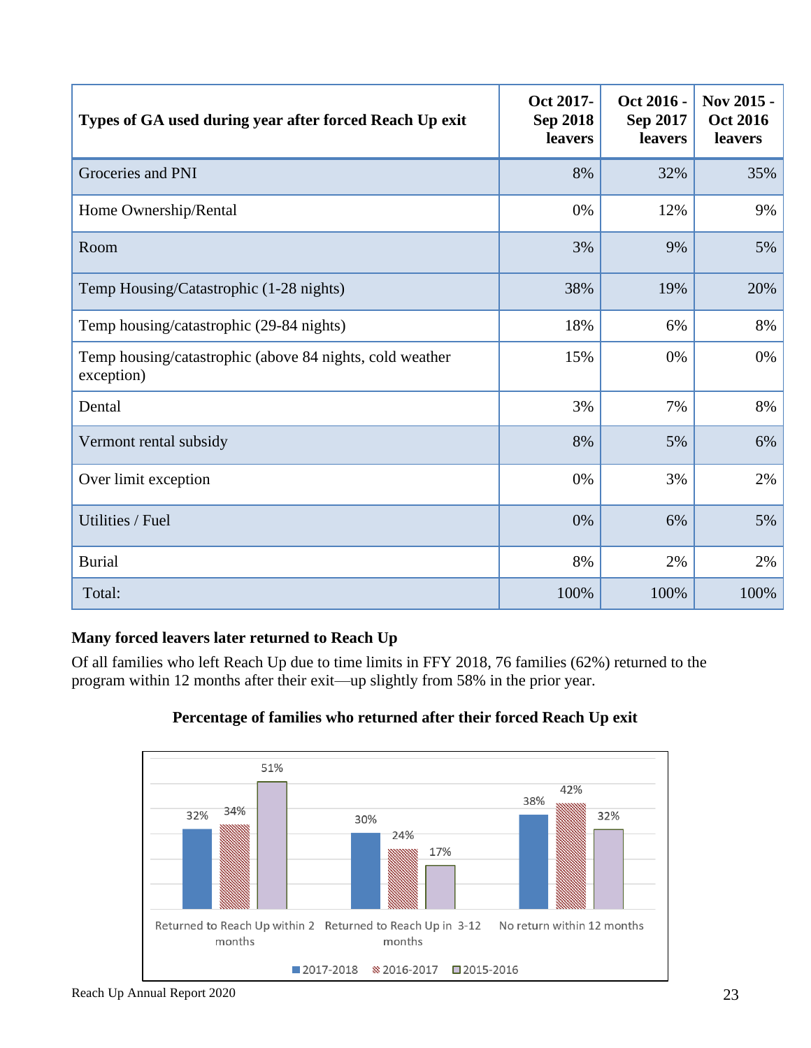| Types of GA used during year after forced Reach Up exit | Oct 2017-Sep 2018 leavers | Oct 2016 - Sep 2017 leavers | Nov 2015 - Oct 2016 leavers |
|---|---|---|---|
| Groceries and PNI | 8% | 32% | 35% |
| Home Ownership/Rental | 0% | 12% | 9% |
| Room | 3% | 9% | 5% |
| Temp Housing/Catastrophic (1-28 nights) | 38% | 19% | 20% |
| Temp housing/catastrophic (29-84 nights) | 18% | 6% | 8% |
| Temp housing/catastrophic (above 84 nights, cold weather exception) | 15% | 0% | 0% |
| Dental | 3% | 7% | 8% |
| Vermont rental subsidy | 8% | 5% | 6% |
| Over limit exception | 0% | 3% | 2% |
| Utilities / Fuel | 0% | 6% | 5% |
| Burial | 8% | 2% | 2% |
| Total: | 100% | 100% | 100% |

**Many forced leavers later returned to Reach Up**

Of all families who left Reach Up due to time limits in FFY 2018, 76 families (62%) returned to the program within 12 months after their exit—up slightly from 58% in the prior year.

**Percentage of families who returned after their forced Reach Up exit**

| | 2017-2018 | 2016-2017 | 2015-2016 |
|---|---|---|---|
| Returned to Reach Up within 2 months | 32% | 34% | 51% |
| Returned to Reach Up in 3-12 months | 30% | 24% | 17% |
| No return within 12 months | 38% | 42% | 32% |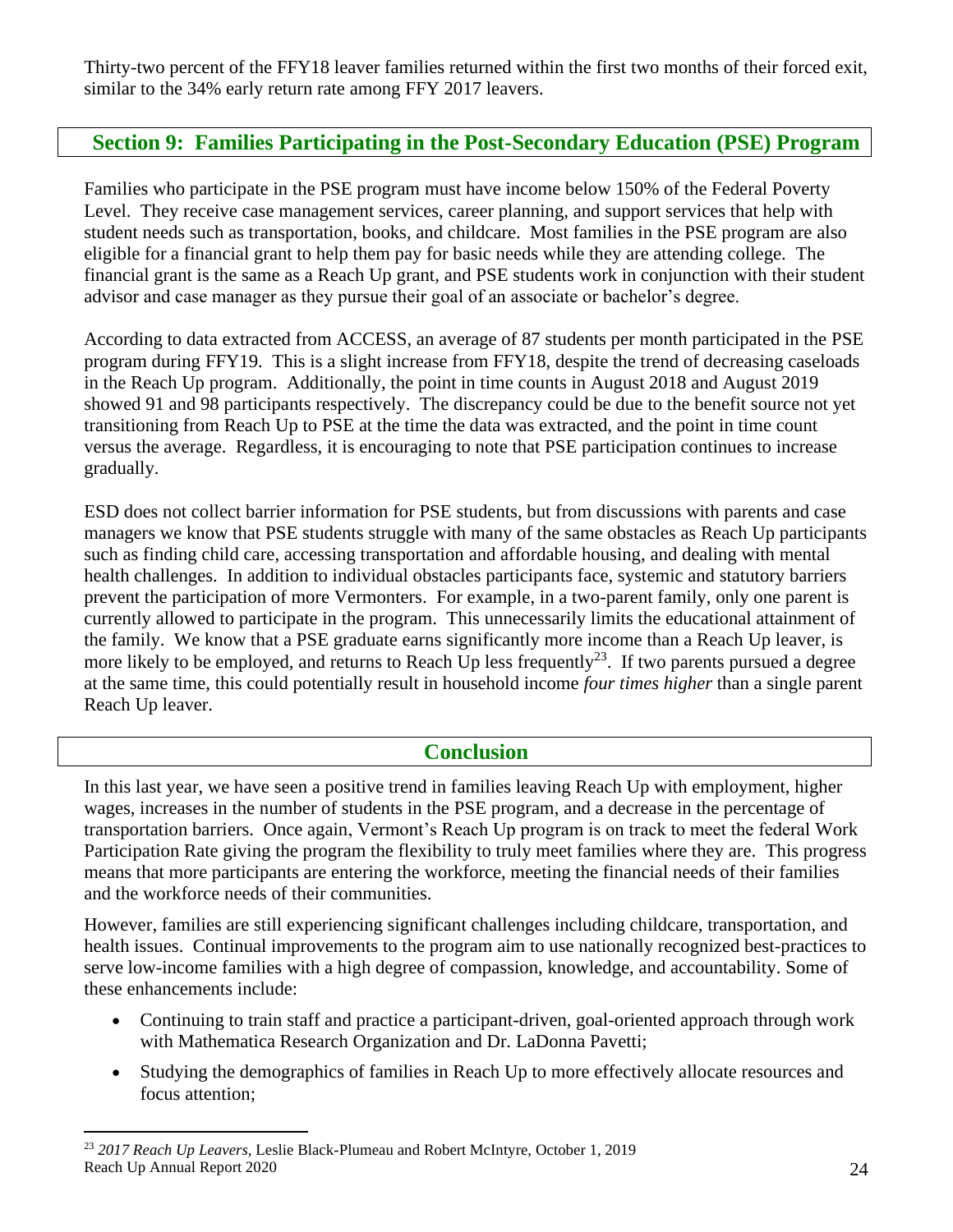Thirty-two percent of the FFY18 leaver families returned within the first two months of their forced exit, similar to the 34% early return rate among FFY 2017 leavers.

## Section 9: Families Participating in the Post-Secondary Education (PSE) Program

Families who participate in the PSE program must have income below 150% of the Federal Poverty Level. They receive case management services, career planning, and support services that help with student needs such as transportation, books, and childcare. Most families in the PSE program are also eligible for a financial grant to help them pay for basic needs while they are attending college. The financial grant is the same as a Reach Up grant, and PSE students work in conjunction with their student advisor and case manager as they pursue their goal of an associate or bachelor's degree.

According to data extracted from ACCESS, an average of 87 students per month participated in the PSE program during FFY19. This is a slight increase from FFY18, despite the trend of decreasing caseloads in the Reach Up program. Additionally, the point in time counts in August 2018 and August 2019 showed 91 and 98 participants respectively. The discrepancy could be due to the benefit source not yet transitioning from Reach Up to PSE at the time the data was extracted, and the point in time count versus the average. Regardless, it is encouraging to note that PSE participation continues to increase gradually.

ESD does not collect barrier information for PSE students, but from discussions with parents and case managers we know that PSE students struggle with many of the same obstacles as Reach Up participants such as finding child care, accessing transportation and affordable housing, and dealing with mental health challenges. In addition to individual obstacles participants face, systemic and statutory barriers prevent the participation of more Vermonters. For example, in a two-parent family, only one parent is currently allowed to participate in the program. This unnecessarily limits the educational attainment of the family. We know that a PSE graduate earns significantly more income than a Reach Up leaver, is more likely to be employed, and returns to Reach Up less frequently[23]. If two parents pursued a degree at the same time, this could potentially result in household income *four times higher* than a single parent Reach Up leaver.

## Conclusion

In this last year, we have seen a positive trend in families leaving Reach Up with employment, higher wages, increases in the number of students in the PSE program, and a decrease in the percentage of transportation barriers. Once again, Vermont's Reach Up program is on track to meet the federal Work Participation Rate giving the program the flexibility to truly meet families where they are. This progress means that more participants are entering the workforce, meeting the financial needs of their families and the workforce needs of their communities.

However, families are still experiencing significant challenges including childcare, transportation, and health issues. Continual improvements to the program aim to use nationally recognized best-practices to serve low-income families with a high degree of compassion, knowledge, and accountability. Some of these enhancements include:

- Continuing to train staff and practice a participant-driven, goal-oriented approach through work with Mathematica Research Organization and Dr. LaDonna Pavetti;
- Studying the demographics of families in Reach Up to more effectively allocate resources and focus attention;

[23] *2017 Reach Up Leavers,* Leslie Black-Plumeau and Robert McIntyre, October 1, 2019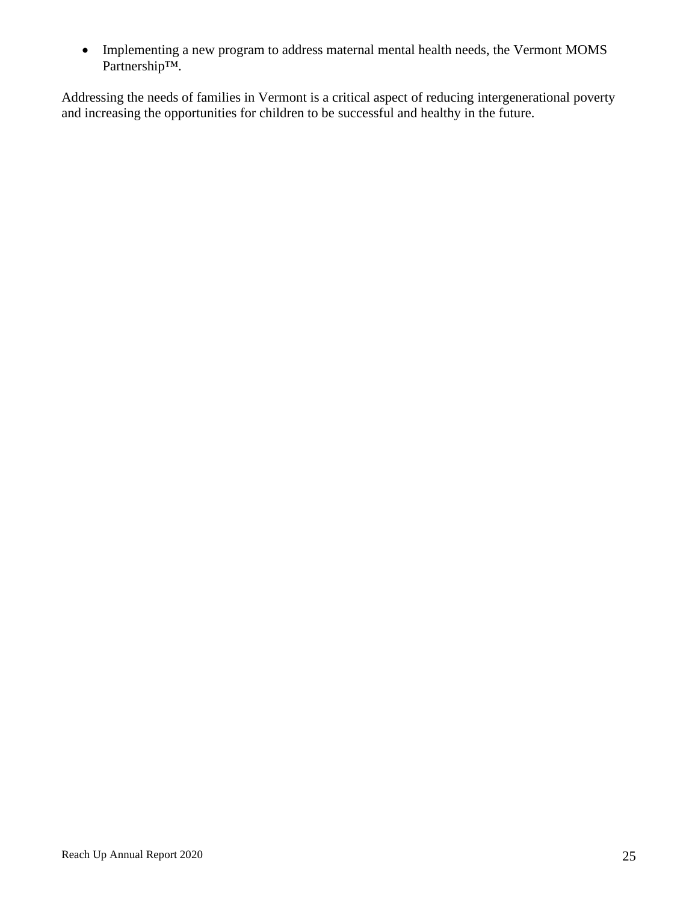- Implementing a new program to address maternal mental health needs, the Vermont MOMS Partnership™.

Addressing the needs of families in Vermont is a critical aspect of reducing intergenerational poverty and increasing the opportunities for children to be successful and healthy in the future.